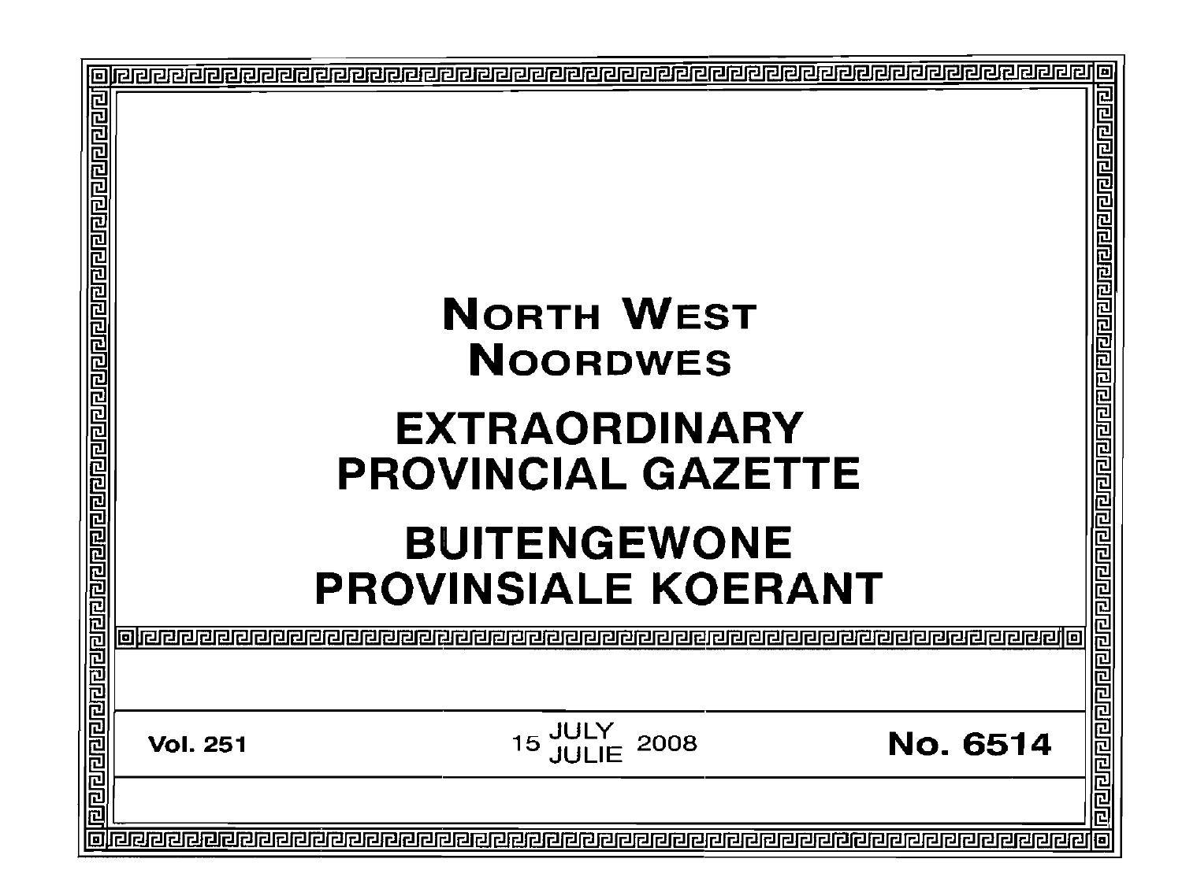# NORTH WEST
# NOORDWES

# EXTRAORDINARY PROVINCIAL GAZETTE

# BUITENGEWONE PROVINSIALE KOERANT

**Vol. 251** | 15 JULY / JULIE 2008 | **No. 6514**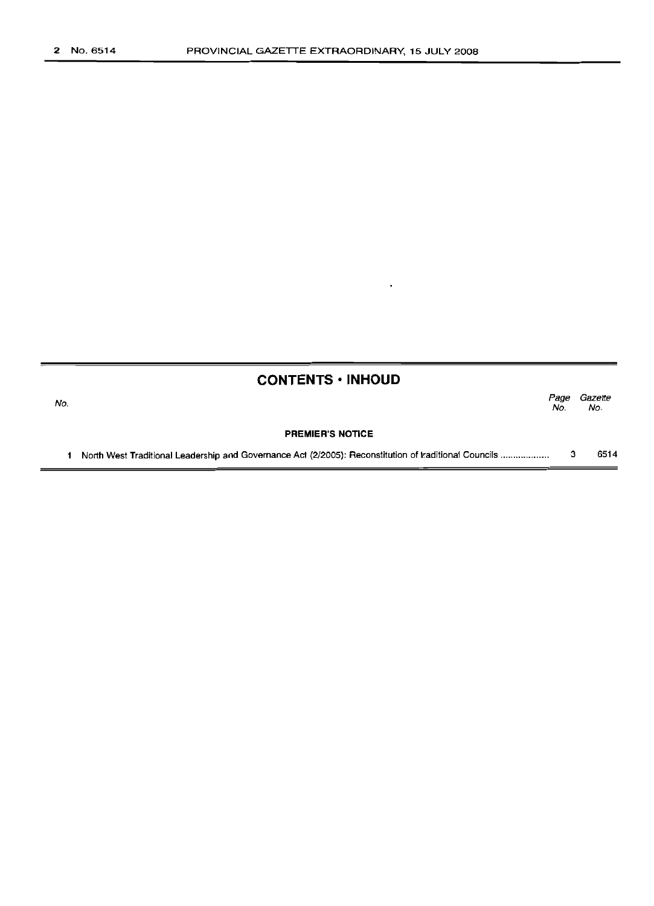## CONTENTS • INHOUD

| No. | | Page No. | Gazette No. |
|---|---|---|---|
| | **PREMIER'S NOTICE** | | |
| 1 | North West Traditional Leadership and Governance Act (2/2005): Reconstitution of traditional Councils .................. | 3 | 6514 |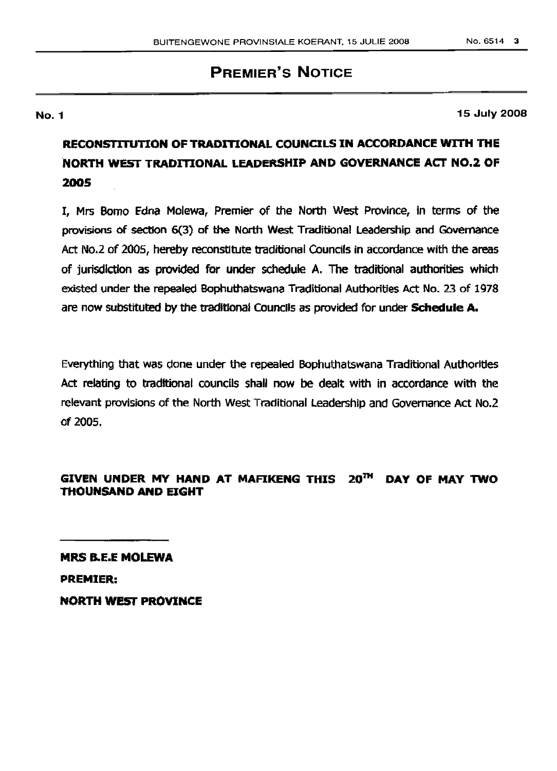# PREMIER'S NOTICE

**No. 1** **15 July 2008**

## RECONSTITUTION OF TRADITIONAL COUNCILS IN ACCORDANCE WITH THE NORTH WEST TRADITIONAL LEADERSHIP AND GOVERNANCE ACT NO.2 OF 2005

I, Mrs Bomo Edna Molewa, Premier of the North West Province, in terms of the provisions of section 6(3) of the North West Traditional Leadership and Governance Act No.2 of 2005, hereby reconstitute traditional Councils in accordance with the areas of jurisdiction as provided for under schedule A. The traditional authorities which existed under the repealed Bophuthatswana Traditional Authorities Act No. 23 of 1978 are now substituted by the traditional Councils as provided for under **Schedule A.**

Everything that was done under the repealed Bophuthatswana Traditional Authorities Act relating to traditional councils shall now be dealt with in accordance with the relevant provisions of the North West Traditional Leadership and Governance Act No.2 of 2005.

**GIVEN UNDER MY HAND AT MAFIKENG THIS 20TH DAY OF MAY TWO THOUNSAND AND EIGHT**

**MRS B.E.E MOLEWA**

**PREMIER:**

**NORTH WEST PROVINCE**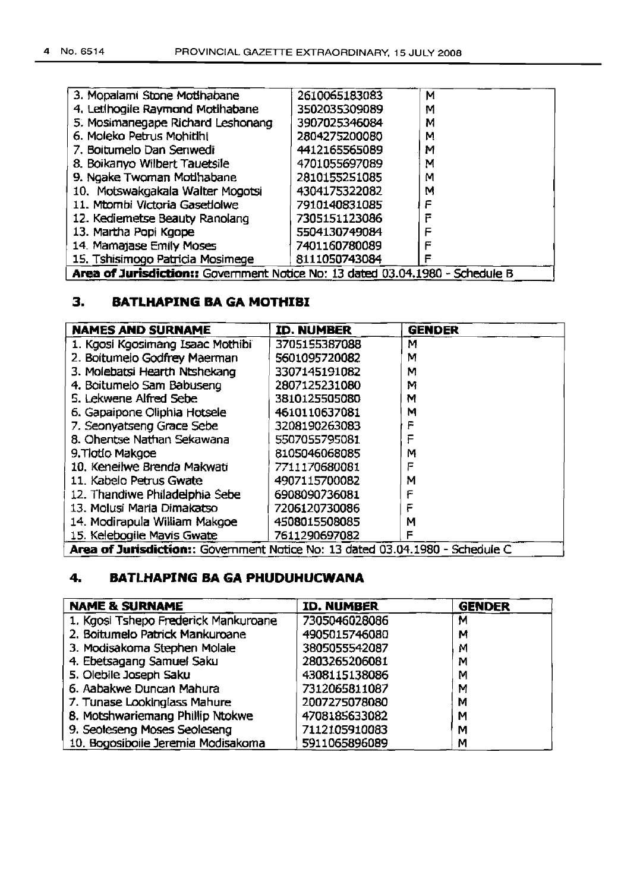| | | |
|---|---|---|
| 3. Mopalami Stone Motlhabane | 2610065183083 | M |
| 4. Letlhogile Raymond Motlhabane | 3502035309089 | M |
| 5. Mosimanegape Richard Leshonang | 3907025346084 | M |
| 6. Moleko Petrus Mohitlhi | 2804275200080 | M |
| 7. Boitumelo Dan Senwedi | 4412165565089 | M |
| 8. Boikanyo Wilbert Tauetsile | 4701055697089 | M |
| 9. Ngake Twoman Motlhabane | 2810155251085 | M |
| 10. Motswakgakala Walter Mogotsi | 4304175322082 | M |
| 11. Mtombi Victoria Gasetlolwe | 7910140831085 | F |
| 12. Kediemetse Beauty Ranolang | 7305151123086 | F |
| 13. Martha Popi Kgope | 5504130749084 | F |
| 14. Mamajase Emily Moses | 7401160780089 | F |
| 15. Tshisimogo Patricia Mosimege | 8111050743084 | F |
| **Area of Jurisdiction::** Government Notice No: 13 dated 03.04.1980 - Schedule B | | |

## 3. BATLHAPING BA GA MOTHIBI

| NAMES AND SURNAME | ID. NUMBER | GENDER |
|---|---|---|
| 1. Kgosi Kgosimang Isaac Mothibi | 3705155387088 | M |
| 2. Boitumelo Godfrey Maerman | 5601095720082 | M |
| 3. Molebatsi Hearth Ntshekang | 3307145191082 | M |
| 4. Boitumelo Sam Babuseng | 2807125231080 | M |
| 5. Lekwene Alfred Sebe | 3810125505080 | M |
| 6. Gapaipone Oliphia Hotsele | 4610110637081 | M |
| 7. Seonyatseng Grace Sebe | 3208190263083 | F |
| 8. Ohentse Nathan Sekawana | 5507055795081 | F |
| 9. Tlotlo Makgoe | 8105046068085 | M |
| 10. Keneilwe Brenda Makwati | 7711170680081 | F |
| 11. Kabelo Petrus Gwate | 4907115700082 | M |
| 12. Thandiwe Philadelphia Sebe | 6908090736081 | F |
| 13. Molusi Maria Dimakatso | 7206120730086 | F |
| 14. Modirapula William Makgoe | 4508015508085 | M |
| 15. Kelebogile Mavis Gwate | 7611290697082 | F |
| **Area of Jurisdiction::** Government Notice No: 13 dated 03.04.1980 - Schedule C | | |

## 4. BATLHAPING BA GA PHUDUHUCWANA

| NAME & SURNAME | ID. NUMBER | GENDER |
|---|---|---|
| 1. Kgosi Tshepo Frederick Mankuroane | 7305046028086 | M |
| 2. Boitumelo Patrick Mankuroane | 4905015746080 | M |
| 3. Modisakoma Stephen Molale | 3805055542087 | M |
| 4. Ebetsagang Samuel Saku | 2803265206081 | M |
| 5. Olebile Joseph Saku | 4308115138086 | M |
| 6. Aabakwe Duncan Mahura | 7312065811087 | M |
| 7. Tunase Lookinglass Mahure | 2007275078080 | M |
| 8. Motshwariemang Phillip Ntokwe | 4708185633082 | M |
| 9. Seoleseng Moses Seoleseng | 7112105910083 | M |
| 10. Bogosiboile Jeremia Modisakoma | 5911065896089 | M |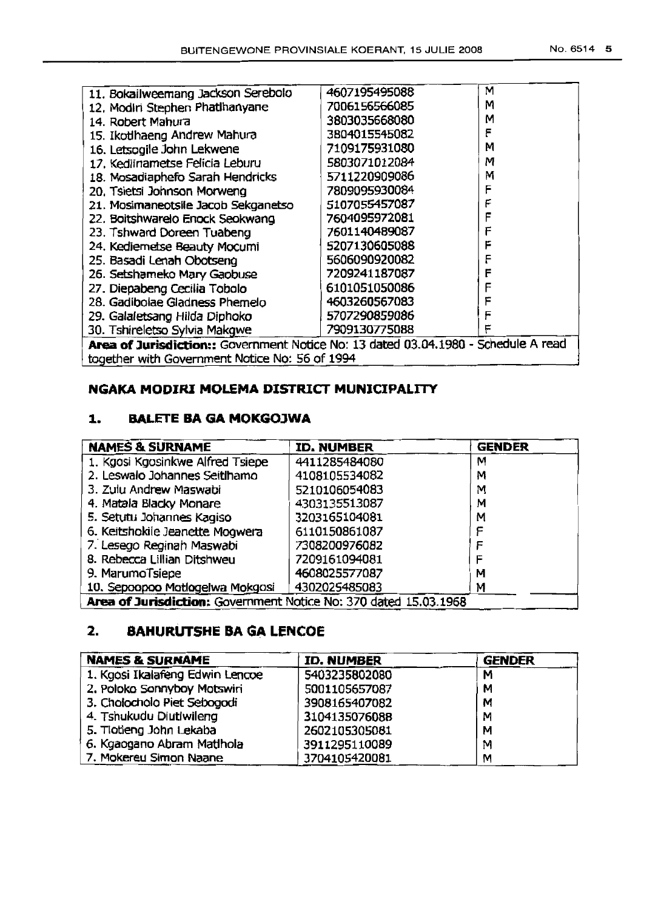| | | |
|---|---|---|
| 11. Bokailweemang Jackson Serebolo | 4607195495088 | M |
| 12. Modiri Stephen Phatlhanyane | 7006156566085 | M |
| 14. Robert Mahura | 3803035668080 | M |
| 15. Ikotlhaeng Andrew Mahura | 3804015545082 | F |
| 16. Letsogile John Lekwene | 7109175931080 | M |
| 17. Kediinametse Felicia Leburu | 5803071012084 | M |
| 18. Mosadiaphefo Sarah Hendricks | 5711220909086 | M |
| 20. Tsietsi Johnson Morweng | 7809095930084 | F |
| 21. Mosimaneotsile Jacob Sekganetso | 5107055457087 | F |
| 22. Boitshwarelo Enock Seokwang | 7604095972081 | F |
| 23. Tshward Doreen Tuabeng | 7601140489087 | F |
| 24. Kediemetse Beauty Mocumi | 5207130605088 | F |
| 25. Basadi Lenah Obotseng | 5606090920082 | F |
| 26. Setshameko Mary Gaobuse | 7209241187087 | F |
| 27. Diepabeng Cecilia Tobolo | 6101051050086 | F |
| 28. Gadibolae Gladness Phemelo | 4603260567083 | F |
| 29. Galaletsang Hilda Diphoko | 5707290859086 | F |
| 30. Tshireletso Sylvia Makgwe | 7909130775088 | F |
| **Area of Jurisdiction::** Government Notice No: 13 dated 03.04.1980 - Schedule A read together with Government Notice No: 56 of 1994 | | |

## NGAKA MODIRI MOLEMA DISTRICT MUNICIPALITY

### 1. BALETE BA GA MOKGOJWA

| NAMES & SURNAME | ID. NUMBER | GENDER |
|---|---|---|
| 1. Kgosi Kgosinkwe Alfred Tsiepe | 4411285484080 | M |
| 2. Leswalo Johannes Seitlhamo | 4108105534082 | M |
| 3. Zulu Andrew Maswabi | 5210106054083 | M |
| 4. Matala Blacky Monare | 4303135513087 | M |
| 5. Setutu Johannes Kagiso | 3203165104081 | M |
| 6. Keitshokile Jeanette Mogwera | 6110150861087 | F |
| 7. Lesego Reginah Maswabi | 7308200976082 | F |
| 8. Rebecca Lillian Ditshweu | 7209161094081 | F |
| 9. MarumoTsiepe | 4608025577087 | M |
| 10. Sepoopoo Motlogelwa Mokgosi | 4302025485083 | M |
| **Area of Jurisdiction:** Government Notice No: 370 dated 15.03.1968 | | |

### 2. BAHURUTSHE BA GA LENCOE

| NAMES & SURNAME | ID. NUMBER | GENDER |
|---|---|---|
| 1. Kgosi Ikalafeng Edwin Lencoe | 5403235802080 | M |
| 2. Poloko Sonnyboy Motswiri | 5001105657087 | M |
| 3. Cholocholo Piet Sebogodi | 3908165407082 | M |
| 4. Tshukudu Diutlwileng | 3104135076088 | M |
| 5. Tlotleng John Lekaba | 2602105305081 | M |
| 6. Kgaogano Abram Matlhola | 3911295110089 | M |
| 7. Mokereu Simon Naane | 3704105420081 | M |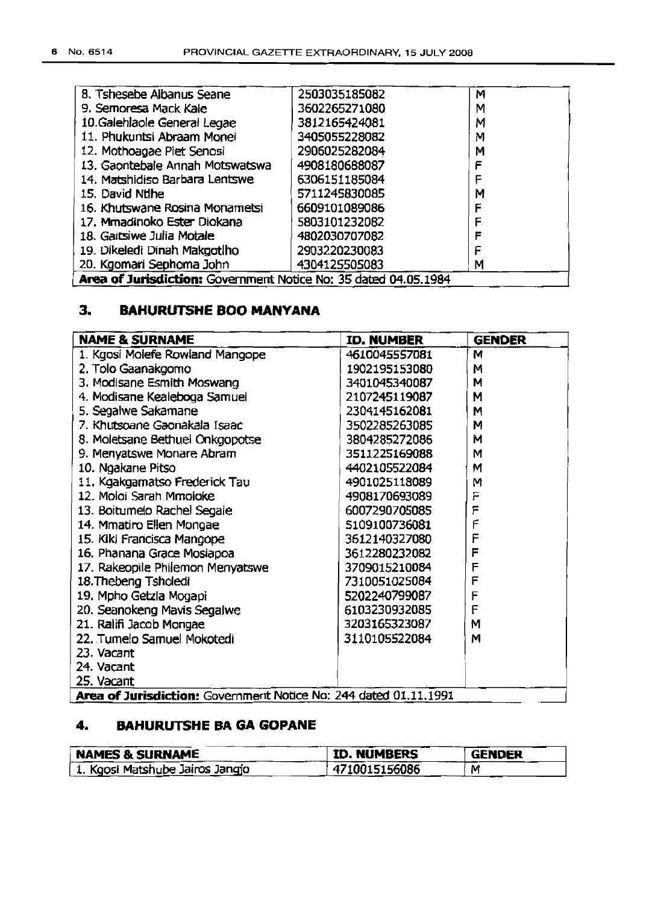| | | |
|---|---|---|
| 8. Tshesebe Albanus Seane | 2503035185082 | M |
| 9. Semoresa Mack Kale | 3602265271080 | M |
| 10.Galehlaole General Legae | 3812165424081 | M |
| 11. Phukuntsi Abraam Monei | 3405055228082 | M |
| 12. Mothoagae Piet Senosi | 2906025282084 | M |
| 13. Gaontebale Annah Motswatswa | 4908180688087 | F |
| 14. Matshidiso Barbara Lentswe | 6306151185084 | F |
| 15. David Ntlhe | 5711245830085 | M |
| 16. Khutswane Rosina Monametsi | 6609101089086 | F |
| 17. Mmadinoko Ester Diokana | 5803101232082 | F |
| 18. Gaitsiwe Julia Motale | 4802030707082 | F |
| 19. Dikeledi Dinah Makgotlho | 2903220230083 | F |
| 20. Kgomari Sephoma John | 4304125505083 | M |
| **Area of Jurisdiction:** Government Notice No: 35 dated 04.05.1984 | | |

## 3. BAHURUTSHE BOO MANYANA

| NAME & SURNAME | ID. NUMBER | GENDER |
|---|---|---|
| 1. Kgosi Molefe Rowland Mangope | 4610045557081 | M |
| 2. Tolo Gaanakgomo | 1902195153080 | M |
| 3. Modisane Esmith Moswang | 3401045340087 | M |
| 4. Modisane Kealeboga Samuel | 2107245119087 | M |
| 5. Segalwe Sakamane | 2304145162081 | M |
| 7. Khutsoane Gaonakala Isaac | 3502285263085 | M |
| 8. Moletsane Bethuel Onkgopotse | 3804285272086 | M |
| 9. Menyatswe Monare Abram | 3511225169088 | M |
| 10. Ngakane Pitso | 4402105522084 | M |
| 11. Kgakgamatso Frederick Tau | 4901025118089 | M |
| 12. Moloi Sarah Mmoloke | 4908170693089 | F |
| 13. Boitumelo Rachel Segale | 6007290705085 | F |
| 14. Mmatiro Ellen Mongae | 5109100736081 | F |
| 15. Kiki Francisca Mangope | 3612140327080 | F |
| 16. Phanana Grace Mosiapoa | 3612280232082 | F |
| 17. Rakeopile Philemon Menyatswe | 3709015210084 | F |
| 18.Thebeng Tsholedi | 7310051025084 | F |
| 19. Mpho Getzla Mogapi | 5202240799087 | F |
| 20. Seanokeng Mavis Segalwe | 6103230932085 | F |
| 21. Ralifi Jacob Mongae | 3203165323087 | M |
| 22. Tumelo Samuel Mokotedi | 3110105522084 | M |
| 23. Vacant | | |
| 24. Vacant | | |
| 25. Vacant | | |
| **Area of Jurisdiction:** Government Notice No: 244 dated 01.11.1991 | | |

## 4. BAHURUTSHE BA GA GOPANE

| NAMES & SURNAME | ID. NUMBERS | GENDER |
|---|---|---|
| 1. Kgosi Matshube Jairos Jangjo | 4710015156086 | M |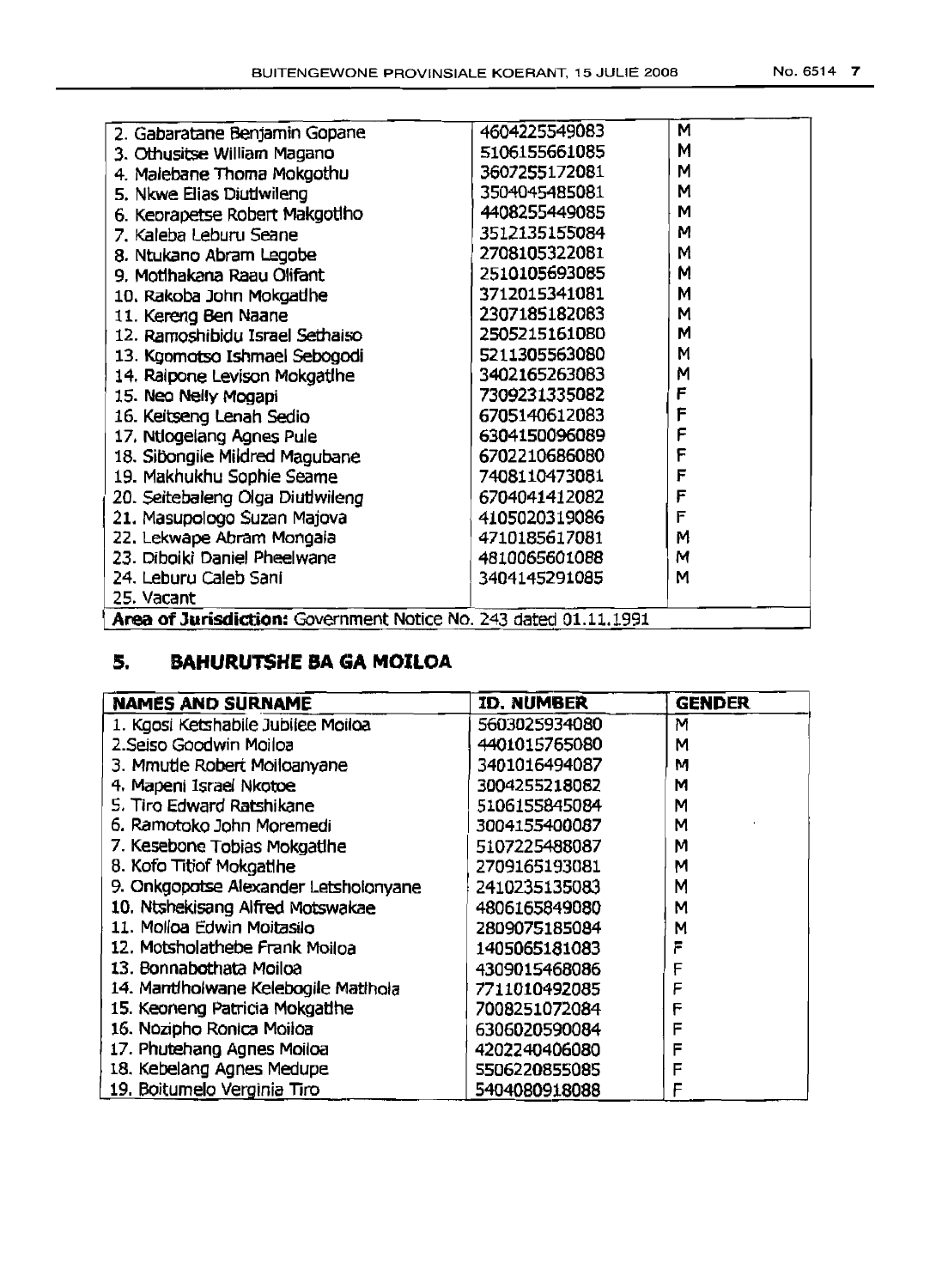| | | |
|---|---|---|
| 2. Gabaratane Benjamin Gopane | 4604225549083 | M |
| 3. Othusitse William Magano | 5106155661085 | M |
| 4. Malebane Thoma Mokgothu | 3607255172081 | M |
| 5. Nkwe Elias Diutlwileng | 3504045485081 | M |
| 6. Keorapetse Robert Makgotlho | 4408255449085 | M |
| 7. Kaleba Leburu Seane | 3512135155084 | M |
| 8. Ntukano Abram Legobe | 2708105322081 | M |
| 9. Motlhakana Raau Olifant | 2510105693085 | M |
| 10. Rakoba John Mokgatlhe | 3712015341081 | M |
| 11. Kereng Ben Naane | 2307185182083 | M |
| 12. Ramoshibidu Israel Sethaiso | 2505215161080 | M |
| 13. Kgomotso Ishmael Sebogodi | 5211305563080 | M |
| 14. Raipone Levison Mokgatlhe | 3402165263083 | M |
| 15. Neo Nelly Mogapi | 7309231335082 | F |
| 16. Keitseng Lenah Sedio | 6705140612083 | F |
| 17. Ntlogelang Agnes Pule | 6304150096089 | F |
| 18. Sibongile Mildred Magubane | 6702210686080 | F |
| 19. Makhukhu Sophie Seame | 7408110473081 | F |
| 20. Seitebaleng Olga Diutlwileng | 6704041412082 | F |
| 21. Masupologo Suzan Majova | 4105020319086 | F |
| 22. Lekwape Abram Mongala | 4710185617081 | M |
| 23. Diboiki Daniel Pheelwane | 4810065601088 | M |
| 24. Leburu Caleb Sani | 3404145291085 | M |
| 25. Vacant | | |
| **Area of Jurisdiction:** Government Notice No. 243 dated 01.11.1991 | | |

## 5. BAHURUTSHE BA GA MOILOA

| NAMES AND SURNAME | ID. NUMBER | GENDER |
|---|---|---|
| 1. Kgosi Ketshabile Jubilee Moiloa | 5603025934080 | M |
| 2.Seiso Goodwin Moiloa | 4401015765080 | M |
| 3. Mmutle Robert Moiloanyane | 3401016494087 | M |
| 4. Mapeni Israel Nkotoe | 3004255218082 | M |
| 5. Tiro Edward Ratshikane | 5106155845084 | M |
| 6. Ramotoko John Moremedi | 3004155400087 | M |
| 7. Kesebone Tobias Mokgatlhe | 5107225488087 | M |
| 8. Kofo Titiof Mokgatlhe | 2709165193081 | M |
| 9. Onkgopotse Alexander Letsholonyane | 2410235135083 | M |
| 10. Ntshekisang Alfred Motswakae | 4806165849080 | M |
| 11. Molloa Edwin Moitasilo | 2809075185084 | M |
| 12. Motsholathebe Frank Moiloa | 1405065181083 | F |
| 13. Bonnabothata Moiloa | 4309015468086 | F |
| 14. Mantlholwane Kelebogile Matlhola | 7711010492085 | F |
| 15. Keoneng Patricia Mokgatlhe | 7008251072084 | F |
| 16. Nozipho Ronica Moiloa | 6306020590084 | F |
| 17. Phutehang Agnes Moiloa | 4202240406080 | F |
| 18. Kebelang Agnes Medupe | 5506220855085 | F |
| 19. Boitumelo Verginia Tiro | 5404080918088 | F |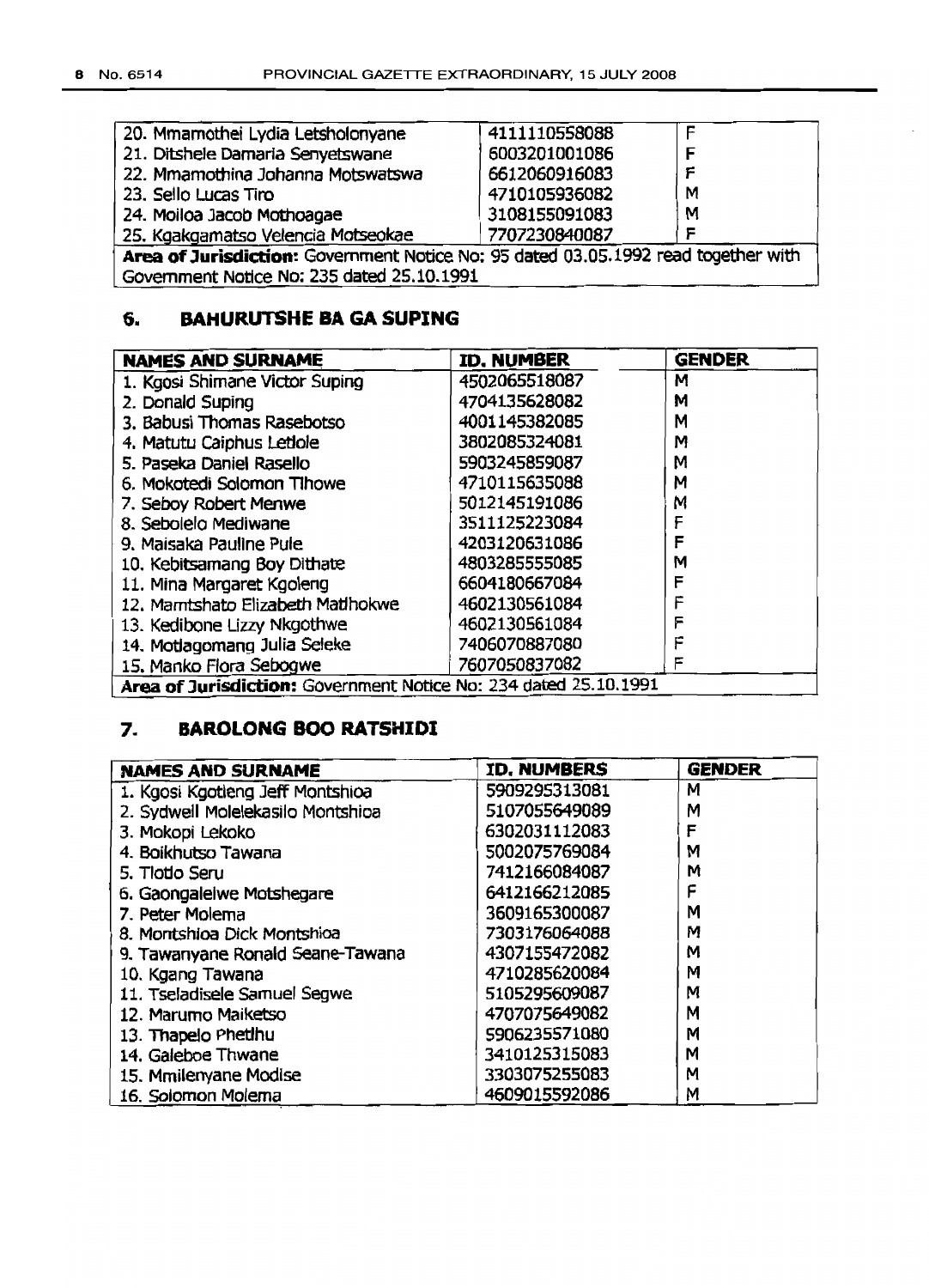| | | |
|---|---|---|
| 20. Mmamothei Lydia Letsholonyane | 4111110558088 | F |
| 21. Ditshele Damaria Senyetswane | 6003201001086 | F |
| 22. Mmamothina Johanna Motswatswa | 6612060916083 | F |
| 23. Sello Lucas Tiro | 4710105936082 | M |
| 24. Moiloa Jacob Mothoagae | 3108155091083 | M |
| 25. Kgakgamatso Velencia Motseokae | 7707230840087 | F |
| **Area of Jurisdiction:** Government Notice No: 95 dated 03.05.1992 read together with Government Notice No: 235 dated 25.10.1991 | | |

## 6. BAHURUTSHE BA GA SUPING

| NAMES AND SURNAME | ID. NUMBER | GENDER |
|---|---|---|
| 1. Kgosi Shimane Victor Suping | 4502065518087 | M |
| 2. Donald Suping | 4704135628082 | M |
| 3. Babusi Thomas Rasebotso | 4001145382085 | M |
| 4. Matutu Caiphus Letlole | 3802085324081 | M |
| 5. Paseka Daniel Rasello | 5903245859087 | M |
| 6. Mokotedi Solomon Tlhowe | 4710115635088 | M |
| 7. Seboy Robert Menwe | 5012145191086 | M |
| 8. Sebolelo Mediwane | 3511125223084 | F |
| 9. Maisaka Pauline Pule | 4203120631086 | F |
| 10. Kebitsamang Boy Dithate | 4803285555085 | M |
| 11. Mina Margaret Kgoleng | 6604180667084 | F |
| 12. Mamtshato Elizabeth Matlhokwe | 4602130561084 | F |
| 13. Kedibone Lizzy Nkgothwe | 4602130561084 | F |
| 14. Motlagomang Julia Seleke | 7406070887080 | F |
| 15. Manko Flora Sebogwe | 7607050837082 | F |
| **Area of Jurisdiction:** Government Notice No: 234 dated 25.10.1991 | | |

## 7. BAROLONG BOO RATSHIDI

| NAMES AND SURNAME | ID. NUMBERS | GENDER |
|---|---|---|
| 1. Kgosi Kgotleng Jeff Montshioa | 5909295313081 | M |
| 2. Sydwell Molelekasilo Montshioa | 5107055649089 | M |
| 3. Mokopi Lekoko | 6302031112083 | F |
| 4. Boikhutso Tawana | 5002075769084 | M |
| 5. Tlotlo Seru | 7412166084087 | M |
| 6. Gaongalelwe Motshegare | 6412166212085 | F |
| 7. Peter Molema | 3609165300087 | M |
| 8. Montshioa Dick Montshioa | 7303176064088 | M |
| 9. Tawanyane Ronald Seane-Tawana | 4307155472082 | M |
| 10. Kgang Tawana | 4710285620084 | M |
| 11. Tseladisele Samuel Segwe | 5105295609087 | M |
| 12. Marumo Maiketso | 4707075649082 | M |
| 13. Thapelo Phetlhu | 5906235571080 | M |
| 14. Galeboe Thwane | 3410125315083 | M |
| 15. Mmilenyane Modise | 3303075255083 | M |
| 16. Solomon Molema | 4609015592086 | M |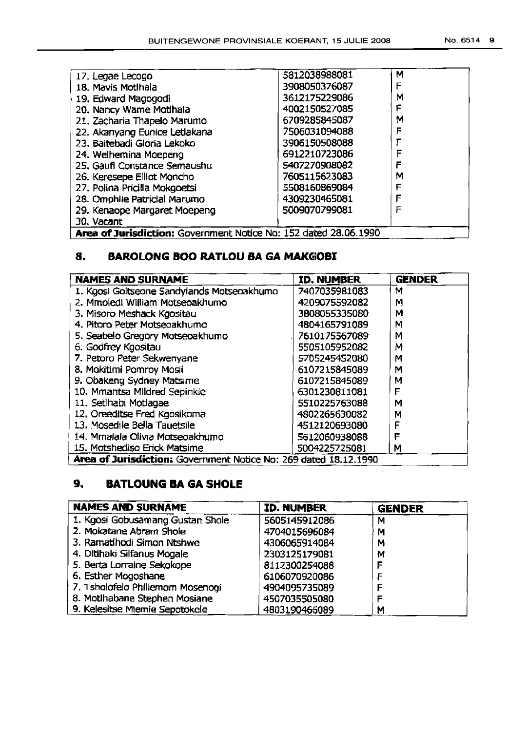| | | |
|---|---|---|
| 17. Legae Lecogo | 5812038988081 | M |
| 18. Mavis Motlhala | 3908050376087 | F |
| 19. Edward Magogodi | 3612175229086 | M |
| 20. Nancy Wame Motlhala | 4002150527085 | F |
| 21. Zacharia Thapelo Marumo | 6709285845087 | M |
| 22. Akanyang Eunice Letlakana | 7506031094088 | F |
| 23. Baitebadi Gloria Lekoko | 3906150508088 | F |
| 24. Welhemina Moepeng | 6912210723086 | F |
| 25. Gaufi Constance Semaushu | 5407270908082 | F |
| 26. Keresepe Elliot Moncho | 7605115623083 | M |
| 27. Polina Pricilla Mokgoetsi | 5508160869084 | F |
| 28. Omphile Patricial Marumo | 4309230465081 | F |
| 29. Kenaope Margaret Moepeng | 5009070799081 | F |
| 30. Vacant | | |
| **Area of Jurisdiction:** Government Notice No: 152 dated 28.06.1990 | | |

## 8. BAROLONG BOO RATLOU BA GA MAKGOBI

| NAMES AND SURNAME | ID. NUMBER | GENDER |
|---|---|---|
| 1. Kgosi Goitseone Sandylands Motseoakhumo | 7407035981083 | M |
| 2. Mmoledi William Motseoakhumo | 4209075592082 | M |
| 3. Misoro Meshack Kgositau | 3808055335080 | M |
| 4. Pitoro Peter Motseoakhumo | 4804165791089 | M |
| 5. Seabelo Gregory Motseoakhumo | 7610175567089 | M |
| 6. Godfrey Kgositau | 5505105952082 | M |
| 7. Petoro Peter Sekwenyane | 5705245452080 | M |
| 8. Mokitimi Pomroy Mosii | 6107215845089 | M |
| 9. Obakeng Sydney Matsime | 6107215845089 | M |
| 10. Mmantsa Mildred Sepinkie | 6301230811081 | F |
| 11. Setlhabi Motlagae | 5510225763088 | M |
| 12. Oreeditse Fred Kgosikoma | 4802265630082 | M |
| 13. Mosedile Bella Tauetsile | 4512120693080 | F |
| 14. Mmalala Olivia Motseoakhumo | 5612060938088 | F |
| 15. Motshediso Erick Matsime | 5004225725081 | M |
| **Area of Jurisdiction:** Government Notice No: 269 dated 18.12.1990 | | |

## 9. BATLOUNG BA GA SHOLE

| NAMES AND SURNAME | ID. NUMBER | GENDER |
|---|---|---|
| 1. Kgosi Gobusamang Gustan Shole | 5605145912086 | M |
| 2. Mokatane Abram Shole | 4704015696084 | M |
| 3. Ramatlhodi Simon Ntshwe | 4306065914084 | M |
| 4. Ditlhaki Silfanus Mogale | 2303125179081 | M |
| 5. Berta Lorraine Sekokope | 8112300254088 | F |
| 6. Esther Mogoshane | 6106070920086 | F |
| 7. Tsholofelo Phillemom Mosenogi | 4904095735089 | F |
| 8. Motlhabane Stephen Mosiane | 4507035505080 | F |
| 9. Kelesitse Miemie Sepotokele | 4803190466089 | M |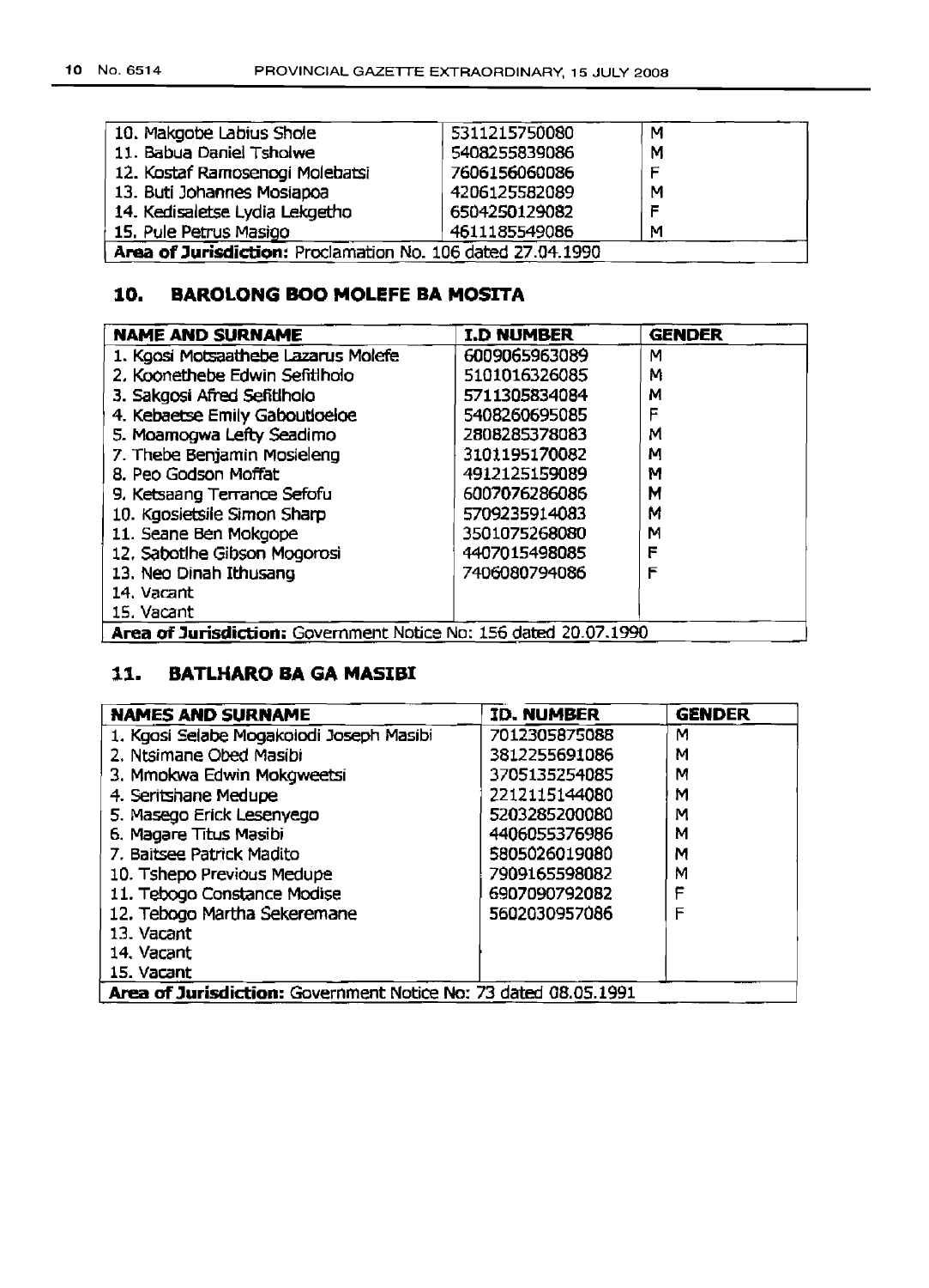| | | |
|---|---|---|
| 10. Makgobe Labius Shole | 5311215750080 | M |
| 11. Babua Daniel Tsholwe | 5408255839086 | M |
| 12. Kostaf Ramosenogi Molebatsi | 7606156060086 | F |
| 13. Buti Johannes Mosiapoa | 4206125582089 | M |
| 14. Kedisaletse Lydia Lekgetho | 6504250129082 | F |
| 15. Pule Petrus Masigo | 4611185549086 | M |
| **Area of Jurisdiction:** Proclamation No. 106 dated 27.04.1990 | | |

## 10. BAROLONG BOO MOLEFE BA MOSITA

| NAME AND SURNAME | I.D NUMBER | GENDER |
|---|---|---|
| 1. Kgosi Motsaathebe Lazarus Molefe | 6009065963089 | M |
| 2. Koonethebe Edwin Sefitlholo | 5101016326085 | M |
| 3. Sakgosi Afred Sefitlholo | 5711305834084 | M |
| 4. Kebaetse Emily Gaboutloeloe | 5408260695085 | F |
| 5. Moamogwa Lefty Seadimo | 2808285378083 | M |
| 7. Thebe Benjamin Mosieleng | 3101195170082 | M |
| 8. Peo Godson Moffat | 4912125159089 | M |
| 9. Ketsaang Terrance Sefofu | 6007076286086 | M |
| 10. Kgosietsile Simon Sharp | 5709235914083 | M |
| 11. Seane Ben Mokgope | 3501075268080 | M |
| 12. Sabotlhe Gibson Mogorosi | 4407015498085 | F |
| 13. Neo Dinah Ithusang | 7406080794086 | F |
| 14. Vacant | | |
| 15. Vacant | | |
| **Area of Jurisdiction:** Government Notice No: 156 dated 20.07.1990 | | |

## 11. BATLHARO BA GA MASIBI

| NAMES AND SURNAME | ID. NUMBER | GENDER |
|---|---|---|
| 1. Kgosi Selabe Mogakolodi Joseph Masibi | 7012305875088 | M |
| 2. Ntsimane Obed Masibi | 3812255691086 | M |
| 3. Mmokwa Edwin Mokgweetsi | 3705135254085 | M |
| 4. Seritshane Medupe | 2212115144080 | M |
| 5. Masego Erick Lesenyego | 5203285200080 | M |
| 6. Magare Titus Masibi | 4406055376986 | M |
| 7. Baitsee Patrick Madito | 5805026019080 | M |
| 10. Tshepo Previous Medupe | 7909165598082 | M |
| 11. Tebogo Constance Modise | 6907090792082 | F |
| 12. Tebogo Martha Sekeremane | 5602030957086 | F |
| 13. Vacant | | |
| 14. Vacant | | |
| 15. Vacant | | |
| **Area of Jurisdiction:** Government Notice No: 73 dated 08.05.1991 | | |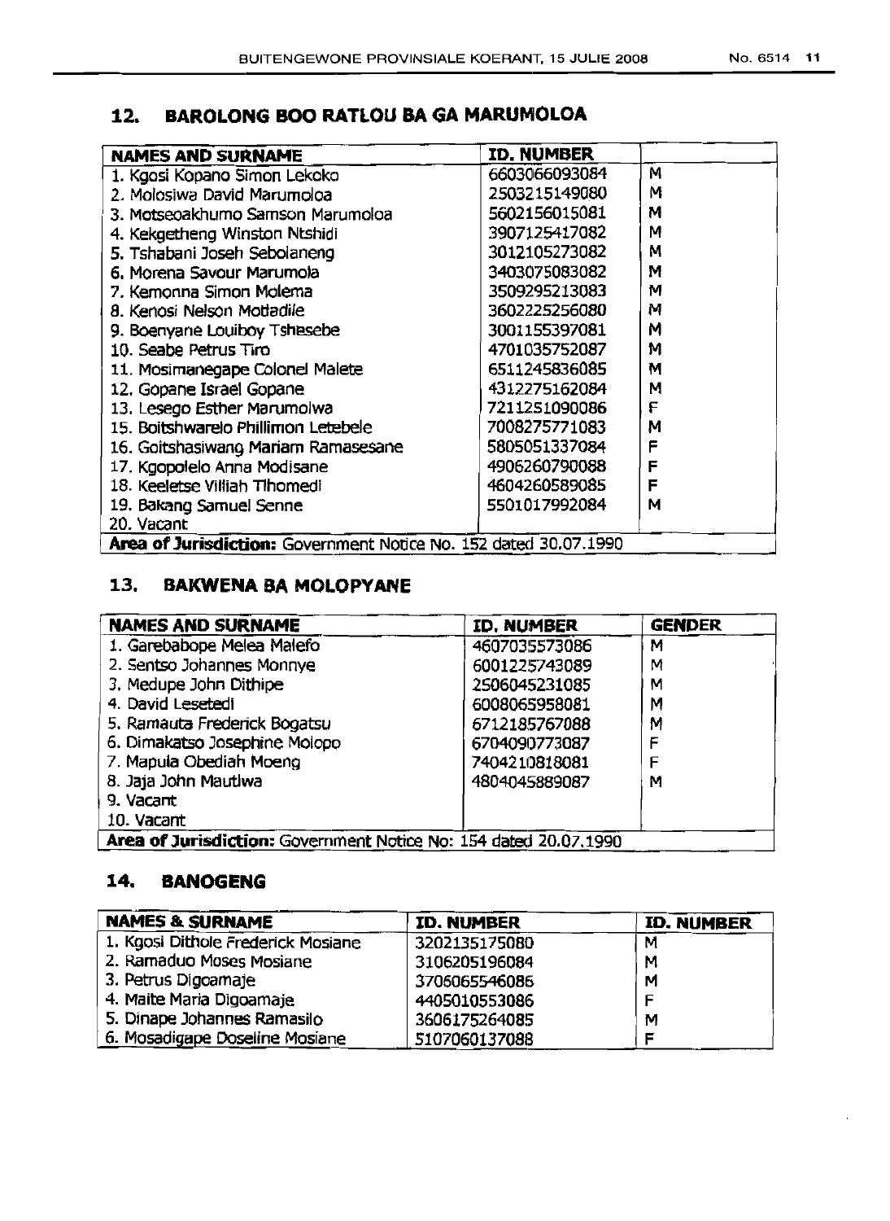## 12. BAROLONG BOO RATLOU BA GA MARUMOLOA

| NAMES AND SURNAME | ID. NUMBER | |
|---|---|---|
| 1. Kgosi Kopano Simon Lekoko | 6603066093084 | M |
| 2. Molosiwa David Marumoloa | 2503215149080 | M |
| 3. Motseoakhumo Samson Marumoloa | 5602156015081 | M |
| 4. Kekgetheng Winston Ntshidi | 3907125417082 | M |
| 5. Tshabani Joseh Sebolaneng | 3012105273082 | M |
| 6. Morena Savour Marumola | 3403075083082 | M |
| 7. Kemonna Simon Molema | 3509295213083 | M |
| 8. Kenosi Nelson Motladile | 3602225256080 | M |
| 9. Boenyane Louiboy Tshasebe | 3001155397081 | M |
| 10. Seabe Petrus Tiro | 4701035752087 | M |
| 11. Mosimanegape Colonel Malete | 6511245836085 | M |
| 12. Gopane Israel Gopane | 4312275162084 | M |
| 13. Lesego Esther Marumolwa | 7211251090086 | F |
| 15. Boitshwarelo Phillimon Letebele | 7008275771083 | M |
| 16. Goitshasiwang Mariam Ramasesane | 5805051337084 | F |
| 17. Kgopolelo Anna Modisane | 4906260790088 | F |
| 18. Keeletse Villiah Tlhomedi | 4604260589085 | F |
| 19. Bakang Samuel Senne | 5501017992084 | M |
| 20. Vacant | | |
| **Area of Jurisdiction:** Government Notice No. 152 dated 30.07.1990 | | |

## 13. BAKWENA BA MOLOPYANE

| NAMES AND SURNAME | ID. NUMBER | GENDER |
|---|---|---|
| 1. Garebabope Melea Malefo | 4607035573086 | M |
| 2. Sentso Johannes Monnye | 6001225743089 | M |
| 3. Medupe John Dithipe | 2506045231085 | M |
| 4. David Lesetedi | 6008065958081 | M |
| 5. Ramauta Frederick Bogatsu | 6712185767088 | M |
| 6. Dimakatso Josephine Molopo | 6704090773087 | F |
| 7. Mapula Obediah Moeng | 7404210818081 | F |
| 8. Jaja John Mautlwa | 4804045889087 | M |
| 9. Vacant | | |
| 10. Vacant | | |
| **Area of Jurisdiction:** Government Notice No: 154 dated 20.07.1990 | | |

## 14. BANOGENG

| NAMES & SURNAME | ID. NUMBER | ID. NUMBER |
|---|---|---|
| 1. Kgosi Dithole Frederick Mosiane | 3202135175080 | M |
| 2. Ramaduo Moses Mosiane | 3106205196084 | M |
| 3. Petrus Digoamaje | 3706065546086 | M |
| 4. Maite Maria Digoamaje | 4405010553086 | F |
| 5. Dinape Johannes Ramasilo | 3606175264085 | M |
| 6. Mosadigape Doseline Mosiane | 5107060137088 | F |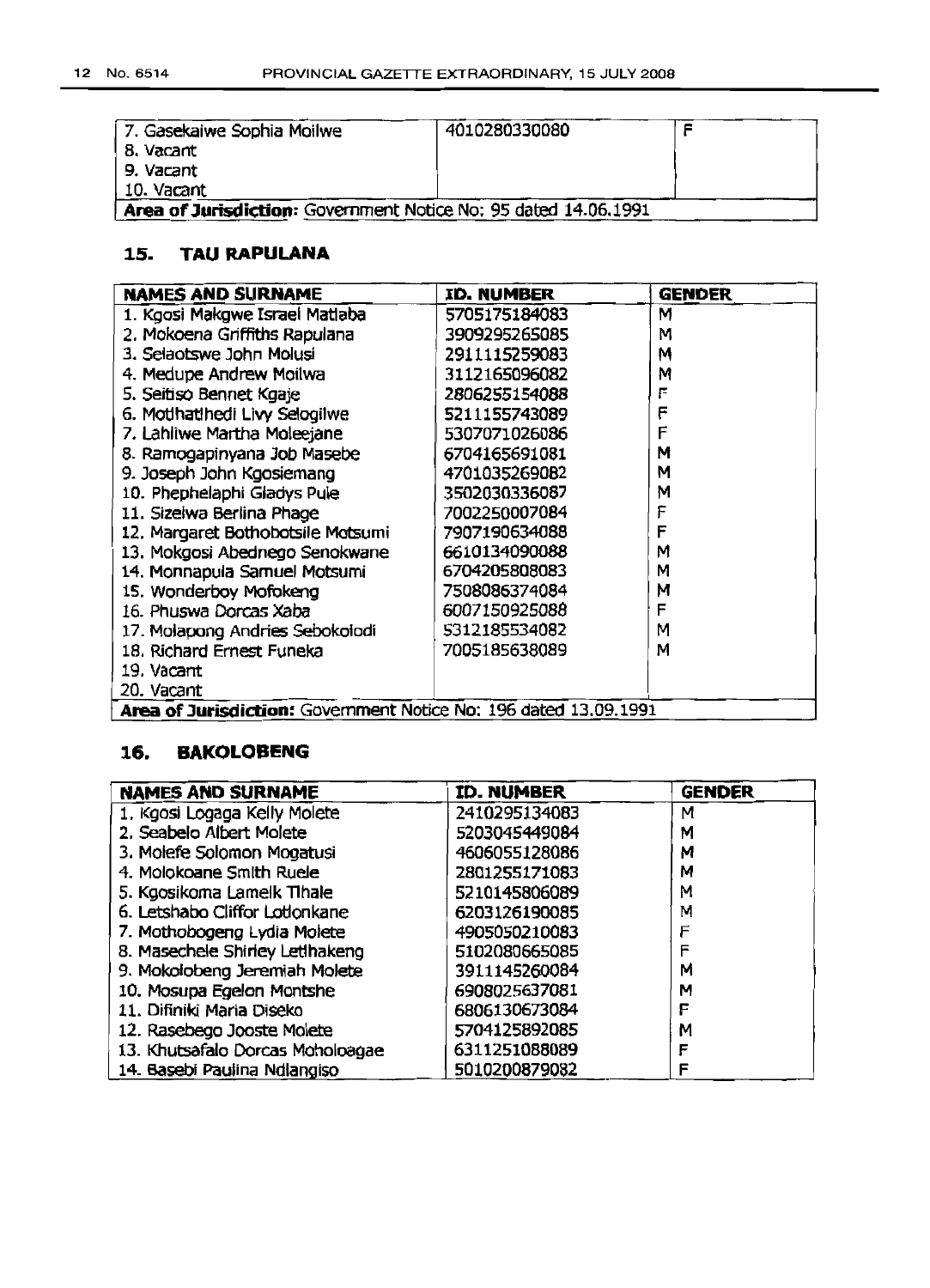| 7. Gasekaiwe Sophia Moilwe | 4010280330080 | F |
|---|---|---|
| 8. Vacant | | |
| 9. Vacant | | |
| 10. Vacant | | |
| **Area of Jurisdiction:** Government Notice No: 95 dated 14.06.1991 | | |

## 15. TAU RAPULANA

| NAMES AND SURNAME | ID. NUMBER | GENDER |
|---|---|---|
| 1. Kgosi Makgwe Israel Matlaba | 5705175184083 | M |
| 2. Mokoena Griffiths Rapulana | 3909295265085 | M |
| 3. Selaotswe John Molusi | 2911115259083 | M |
| 4. Medupe Andrew Moilwa | 3112165096082 | M |
| 5. Seitiso Bennet Kgaje | 2806255154088 | F |
| 6. Motlhatlhedi Livy Selogilwe | 5211155743089 | F |
| 7. Lahliwe Martha Moleejane | 5307071026086 | F |
| 8. Ramogapinyana Job Masebe | 6704165691081 | M |
| 9. Joseph John Kgosiemang | 4701035269082 | M |
| 10. Phephelaphi Gladys Pule | 3502030336087 | M |
| 11. Sizelwa Berlina Phage | 7002250007084 | F |
| 12. Margaret Bothobotsile Motsumi | 7907190634088 | F |
| 13. Mokgosi Abednego Senokwane | 6610134090088 | M |
| 14. Monnapula Samuel Motsumi | 6704205808083 | M |
| 15. Wonderboy Mofokeng | 7508086374084 | M |
| 16. Phuswa Dorcas Xaba | 6007150925088 | F |
| 17. Molapong Andries Sebokolodi | 5312185534082 | M |
| 18. Richard Ernest Funeka | 7005185638089 | M |
| 19. Vacant | | |
| 20. Vacant | | |
| **Area of Jurisdiction:** Government Notice No: 196 dated 13.09.1991 | | |

## 16. BAKOLOBENG

| NAMES AND SURNAME | ID. NUMBER | GENDER |
|---|---|---|
| 1. Kgosi Logaga Kelly Molete | 2410295134083 | M |
| 2. Seabelo Albert Molete | 5203045449084 | M |
| 3. Molefe Solomon Mogatusi | 4606055128086 | M |
| 4. Molokoane Smith Ruele | 2801255171083 | M |
| 5. Kgosikoma Lamelk Tlhale | 5210145806089 | M |
| 6. Letshabo Cliffor Lotlonkane | 6203126190085 | M |
| 7. Mothobogeng Lydia Molete | 4905050210083 | F |
| 8. Masechele Shirley Letlhakeng | 5102080665085 | F |
| 9. Mokolobeng Jeremiah Molete | 3911145260084 | M |
| 10. Mosupa Egelon Montshe | 6908025637081 | M |
| 11. Difiniki Maria Diseko | 6806130673084 | F |
| 12. Rasebego Jooste Molete | 5704125892085 | M |
| 13. Khutsafalo Dorcas Moholoagae | 6311251088089 | F |
| 14. Basebi Paulina Ndlangiso | 5010200879082 | F |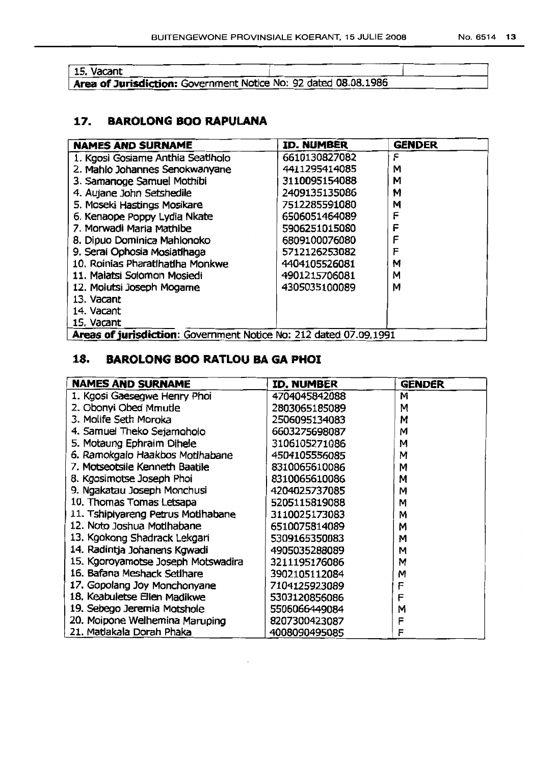| 15. Vacant | | |
| --- | --- | --- |
| **Area of Jurisdiction:** Government Notice No: 92 dated 08.08.1986 | | |

## 17. BAROLONG BOO RAPULANA

| NAMES AND SURNAME | ID. NUMBER | GENDER |
| --- | --- | --- |
| 1. Kgosi Gosiame Anthia Seatlholo | 6610130827082 | F |
| 2. Mahlo Johannes Senokwanyane | 4411295414085 | M |
| 3. Samanoge Samuel Mothibi | 3110095154088 | M |
| 4. Aujane John Setshedile | 2409135135086 | M |
| 5. Moseki Hastings Mosikare | 7512285591080 | M |
| 6. Kenaope Poppy Lydia Nkate | 6506051464089 | F |
| 7. Morwadi Maria Mathibe | 5906251015080 | F |
| 8. Dipuo Dominica Mahlonoko | 6809100076080 | F |
| 9. Serai Ophosia Mosiatlhaga | 5712126253082 | F |
| 10. Roinias Pharatlhatlha Monkwe | 4404105526081 | M |
| 11. Malatsi Solomon Mosiedi | 4901215706081 | M |
| 12. Molutsi Joseph Mogame | 4305035100089 | M |
| 13. Vacant | | |
| 14. Vacant | | |
| 15. Vacant | | |
| **Areas of jurisdiction**: Government Notice No: 212 dated 07.09.1991 | | |

## 18. BAROLONG BOO RATLOU BA GA PHOI

| NAMES AND SURNAME | ID. NUMBER | GENDER |
| --- | --- | --- |
| 1. Kgosi Gaesegwe Henry Phoi | 4704045842088 | M |
| 2. Obonyi Obed Mmutle | 2803065185089 | M |
| 3. Molife Seth Moroka | 2506095134083 | M |
| 4. Samuel Theko Sejamoholo | 6603275698087 | M |
| 5. Motaung Ephraim Dihele | 3106105271086 | M |
| 6. Ramokgalo Haakbos Motlhabane | 4504105556085 | M |
| 7. Motseotsile Kenneth Baatile | 8310065610086 | M |
| 8. Kgosimotse Joseph Phoi | 8310065610086 | M |
| 9. Ngakatau Joseph Monchusi | 4204025737085 | M |
| 10. Thomas Tomas Letsapa | 5205115819088 | M |
| 11. Tshipiyareng Petrus Motlhabane | 3110025173083 | M |
| 12. Noto Joshua Motlhabane | 6510075814089 | M |
| 13. Kgokong Shadrack Lekgari | 5309165350083 | M |
| 14. Radintja Johanens Kgwadi | 4905035288089 | M |
| 15. Kgoroyamotse Joseph Motswadira | 3211195176086 | M |
| 16. Bafana Meshack Setlhare | 3902105112084 | M |
| 17. Gopolang Joy Monchonyane | 7104125923089 | F |
| 18. Keabuletse Ellen Madikwe | 5303120856086 | F |
| 19. Sebego Jeremia Motshole | 5506066449084 | M |
| 20. Moipone Welhemina Maruping | 8207300423087 | F |
| 21. Matlakala Dorah Phaka | 4008090495085 | F |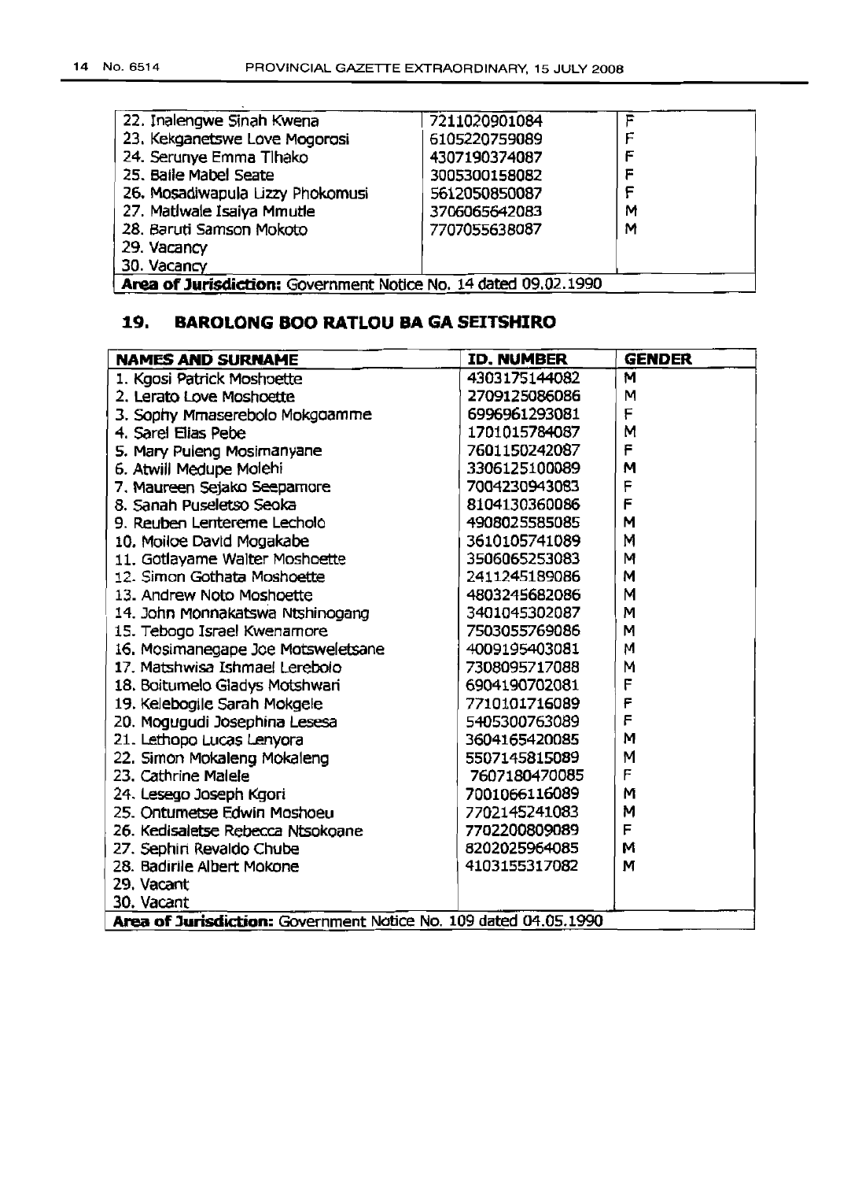| | | |
|---|---|---|
| 22. Inalengwe Sinah Kwena | 7211020901084 | F |
| 23. Kekganetswe Love Mogorosi | 6105220759089 | F |
| 24. Serunye Emma Tlhako | 4307190374087 | F |
| 25. Baile Mabel Seate | 3005300158082 | F |
| 26. Mosadiwapula Lizzy Phokomusi | 5612050850087 | F |
| 27. Matlwale Isaiya Mmutle | 3706065642083 | M |
| 28. Baruti Samson Mokoto | 7707055638087 | M |
| 29. Vacancy | | |
| 30. Vacancy | | |
| **Area of Jurisdiction:** Government Notice No. 14 dated 09.02.1990 | | |

## 19. BAROLONG BOO RATLOU BA GA SEITSHIRO

| NAMES AND SURNAME | ID. NUMBER | GENDER |
|---|---|---|
| 1. Kgosi Patrick Moshoette | 4303175144082 | M |
| 2. Lerato Love Moshoette | 2709125086086 | M |
| 3. Sophy Mmaserebolo Mokgoamme | 6996961293081 | F |
| 4. Sarel Elias Pebe | 1701015784087 | M |
| 5. Mary Puleng Mosimanyane | 7601150242087 | F |
| 6. Atwill Medupe Molehi | 3306125100089 | M |
| 7. Maureen Sejako Seepamore | 7004230943083 | F |
| 8. Sanah Puseletso Seoka | 8104130360086 | F |
| 9. Reuben Lentereme Lecholo | 4908025585085 | M |
| 10. Moiloe David Mogakabe | 3610105741089 | M |
| 11. Gotlayame Walter Moshoette | 3506065253083 | M |
| 12. Simon Gothata Moshoette | 2411245189086 | M |
| 13. Andrew Noto Moshoette | 4803245682086 | M |
| 14. John Monnakatswa Ntshinogang | 3401045302087 | M |
| 15. Tebogo Israel Kwenamore | 7503055769086 | M |
| 16. Mosimanegape Joe Motsweletsane | 4009195403081 | M |
| 17. Matshwisa Ishmael Lerebolo | 7308095717088 | M |
| 18. Boitumelo Gladys Motshwari | 6904190702081 | F |
| 19. Kelebogile Sarah Mokgele | 7710101716089 | F |
| 20. Mogugudi Josephina Lesesa | 5405300763089 | F |
| 21. Lethopo Lucas Lenyora | 3604165420085 | M |
| 22. Simon Mokaleng Mokaleng | 5507145815089 | M |
| 23. Cathrine Malele | 7607180470085 | F |
| 24. Lesego Joseph Kgori | 7001066116089 | M |
| 25. Ontumetse Edwin Moshoeu | 7702145241083 | M |
| 26. Kedisaletse Rebecca Ntsokoane | 7702200809089 | F |
| 27. Sephiri Revaldo Chube | 8202025964085 | M |
| 28. Badirile Albert Mokone | 4103155317082 | M |
| 29. Vacant | | |
| 30. Vacant | | |
| **Area of Jurisdiction:** Government Notice No. 109 dated 04.05.1990 | | |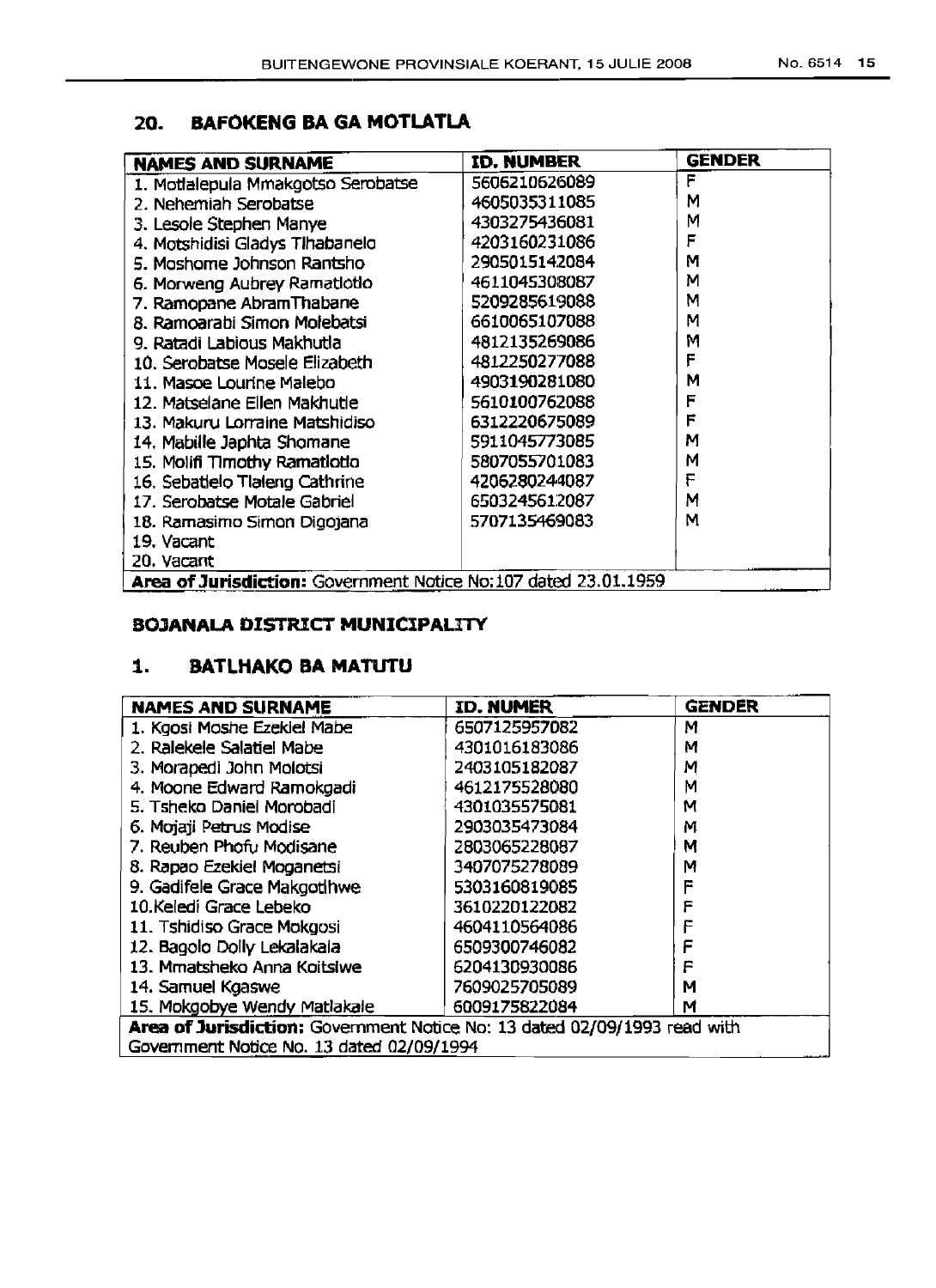## 20. BAFOKENG BA GA MOTLATLA

| NAMES AND SURNAME | ID. NUMBER | GENDER |
|---|---|---|
| 1. Motlalepula Mmakgotso Serobatse | 5606210626089 | F |
| 2. Nehemiah Serobatse | 4605035311085 | M |
| 3. Lesole Stephen Manye | 4303275436081 | M |
| 4. Motshidisi Gladys Tlhabanelo | 4203160231086 | F |
| 5. Moshome Johnson Rantsho | 2905015142084 | M |
| 6. Morweng Aubrey Ramatlotlo | 4611045308087 | M |
| 7. Ramopane AbramThabane | 5209285619088 | M |
| 8. Ramoarabi Simon Molebatsi | 6610065107088 | M |
| 9. Ratadi Labious Makhutla | 4812135269086 | M |
| 10. Serobatse Mosele Elizabeth | 4812250277088 | F |
| 11. Masoe Lourine Malebo | 4903190281080 | M |
| 12. Matselane Ellen Makhutle | 5610100762088 | F |
| 13. Makuru Lorraine Matshidiso | 6312220675089 | F |
| 14. Mabille Japhta Shomane | 5911045773085 | M |
| 15. Molifi Timothy Ramatlotlo | 5807055701083 | M |
| 16. Sebatlelo Tlaleng Cathrine | 4206280244087 | F |
| 17. Serobatse Motale Gabriel | 6503245612087 | M |
| 18. Ramasimo Simon Digojana | 5707135469083 | M |
| 19. Vacant | | |
| 20. Vacant | | |
| **Area of Jurisdiction:** Government Notice No:107 dated 23.01.1959 | | |

## BOJANALA DISTRICT MUNICIPALITY

## 1. BATLHAKO BA MATUTU

| NAMES AND SURNAME | ID. NUMER | GENDER |
|---|---|---|
| 1. Kgosi Moshe Ezekiel Mabe | 6507125957082 | M |
| 2. Ralekele Salatiel Mabe | 4301016183086 | M |
| 3. Morapedi John Molotsi | 2403105182087 | M |
| 4. Moone Edward Ramokgadi | 4612175528080 | M |
| 5. Tsheko Daniel Morobadi | 4301035575081 | M |
| 6. Mojaji Petrus Modise | 2903035473084 | M |
| 7. Reuben Phofu Modisane | 2803065228087 | M |
| 8. Rapao Ezekiel Moganetsi | 3407075278089 | M |
| 9. Gadifele Grace Makgotlhwe | 5303160819085 | F |
| 10.Keledi Grace Lebeko | 3610220122082 | F |
| 11. Tshidiso Grace Mokgosi | 4604110564086 | F |
| 12. Bagolo Dolly Lekalakala | 6509300746082 | F |
| 13. Mmatsheko Anna Koitsiwe | 6204130930086 | F |
| 14. Samuel Kgaswe | 7609025705089 | M |
| 15. Mokgobye Wendy Matlakale | 6009175822084 | M |
| **Area of Jurisdiction:** Government Notice No: 13 dated 02/09/1993 read with Government Notice No. 13 dated 02/09/1994 | | |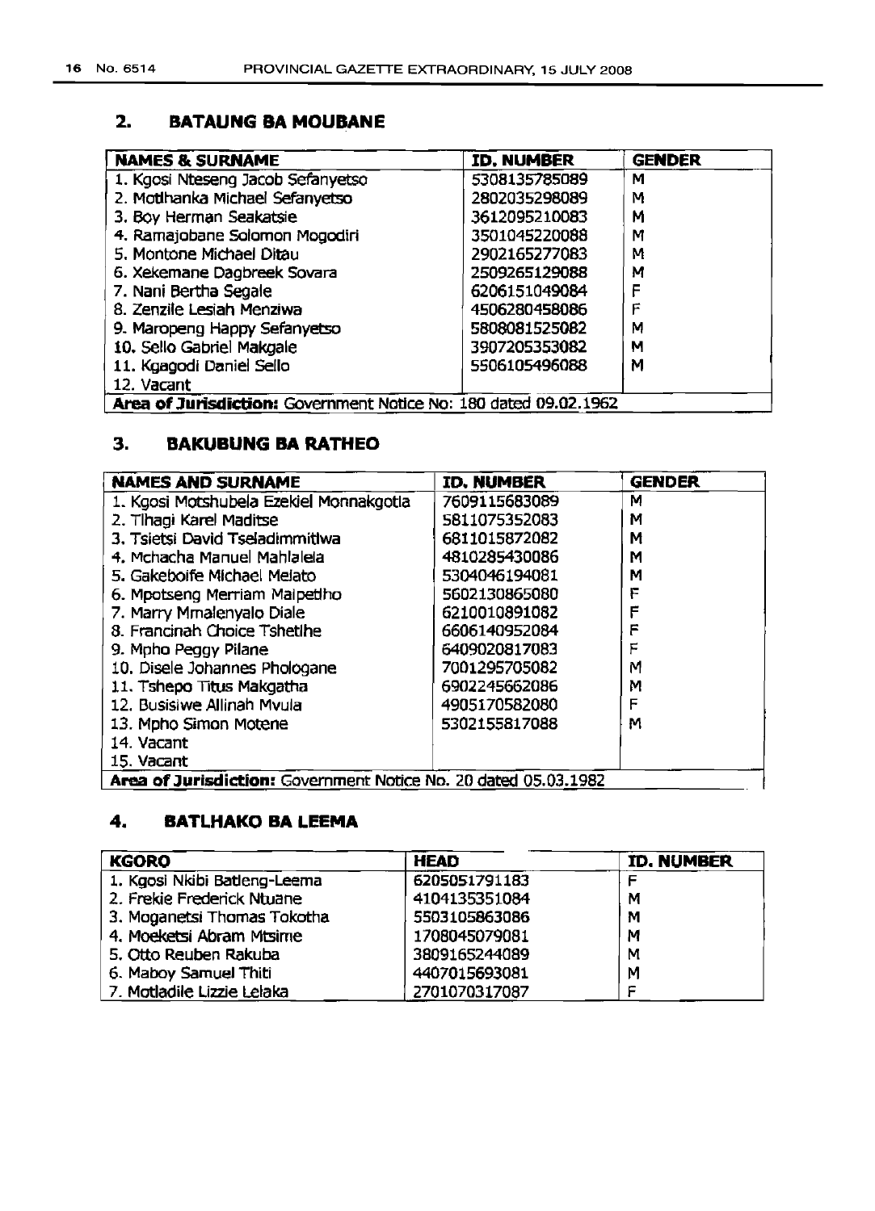## 2. BATAUNG BA MOUBANE

| NAMES & SURNAME | ID. NUMBER | GENDER |
|---|---|---|
| 1. Kgosi Nteseng Jacob Sefanyetso | 5308135785089 | M |
| 2. Motlhanka Michael Sefanyetso | 2802035298089 | M |
| 3. Boy Herman Seakatsie | 3612095210083 | M |
| 4. Ramajobane Solomon Mogodiri | 3501045220088 | M |
| 5. Montone Michael Ditau | 2902165277083 | M |
| 6. Xekemane Dagbreek Sovara | 2509265129088 | M |
| 7. Nani Bertha Segale | 6206151049084 | F |
| 8. Zenzile Lesiah Menziwa | 4506280458086 | F |
| 9. Maropeng Happy Sefanyetso | 5808081525082 | M |
| 10. Sello Gabriel Makgale | 3907205353082 | M |
| 11. Kgagodi Daniel Sello | 5506105496088 | M |
| 12. Vacant | | |
| **Area of Jurisdiction:** Government Notice No: 180 dated 09.02.1962 | | |

## 3. BAKUBUNG BA RATHEO

| NAMES AND SURNAME | ID. NUMBER | GENDER |
|---|---|---|
| 1. Kgosi Motshubela Ezekiel Monnakgotla | 7609115683089 | M |
| 2. Tlhagi Karel Maditse | 5811075352083 | M |
| 3. Tsietsi David Tseladimmitlwa | 6811015872082 | M |
| 4. Mchacha Manuel Mahlalela | 4810285430086 | M |
| 5. Gakeboife Michael Melato | 5304046194081 | M |
| 6. Mpotseng Merriam Maipetlho | 5602130865080 | F |
| 7. Marry Mmalenyalo Diale | 6210010891082 | F |
| 8. Francinah Choice Tshetlhe | 6606140952084 | F |
| 9. Mpho Peggy Pilane | 6409020817083 | F |
| 10. Disele Johannes Phologane | 7001295705082 | M |
| 11. Tshepo Titus Makgatha | 6902245662086 | M |
| 12. Busisiwe Allinah Mvula | 4905170582080 | F |
| 13. Mpho Simon Motene | 5302155817088 | M |
| 14. Vacant | | |
| 15. Vacant | | |
| **Area of Jurisdiction:** Government Notice No. 20 dated 05.03.1982 | | |

## 4. BATLHAKO BA LEEMA

| KGORO | HEAD | ID. NUMBER |
|---|---|---|
| 1. Kgosi Nkibi Batleng-Leema | 6205051791183 | F |
| 2. Frekie Frederick Ntuane | 4104135351084 | M |
| 3. Moganetsi Thomas Tokotha | 5503105863086 | M |
| 4. Moeketsi Abram Mtsime | 1708045079081 | M |
| 5. Otto Reuben Rakuba | 3809165244089 | M |
| 6. Maboy Samuel Thiti | 4407015693081 | M |
| 7. Motladile Lizzie Lelaka | 2701070317087 | F |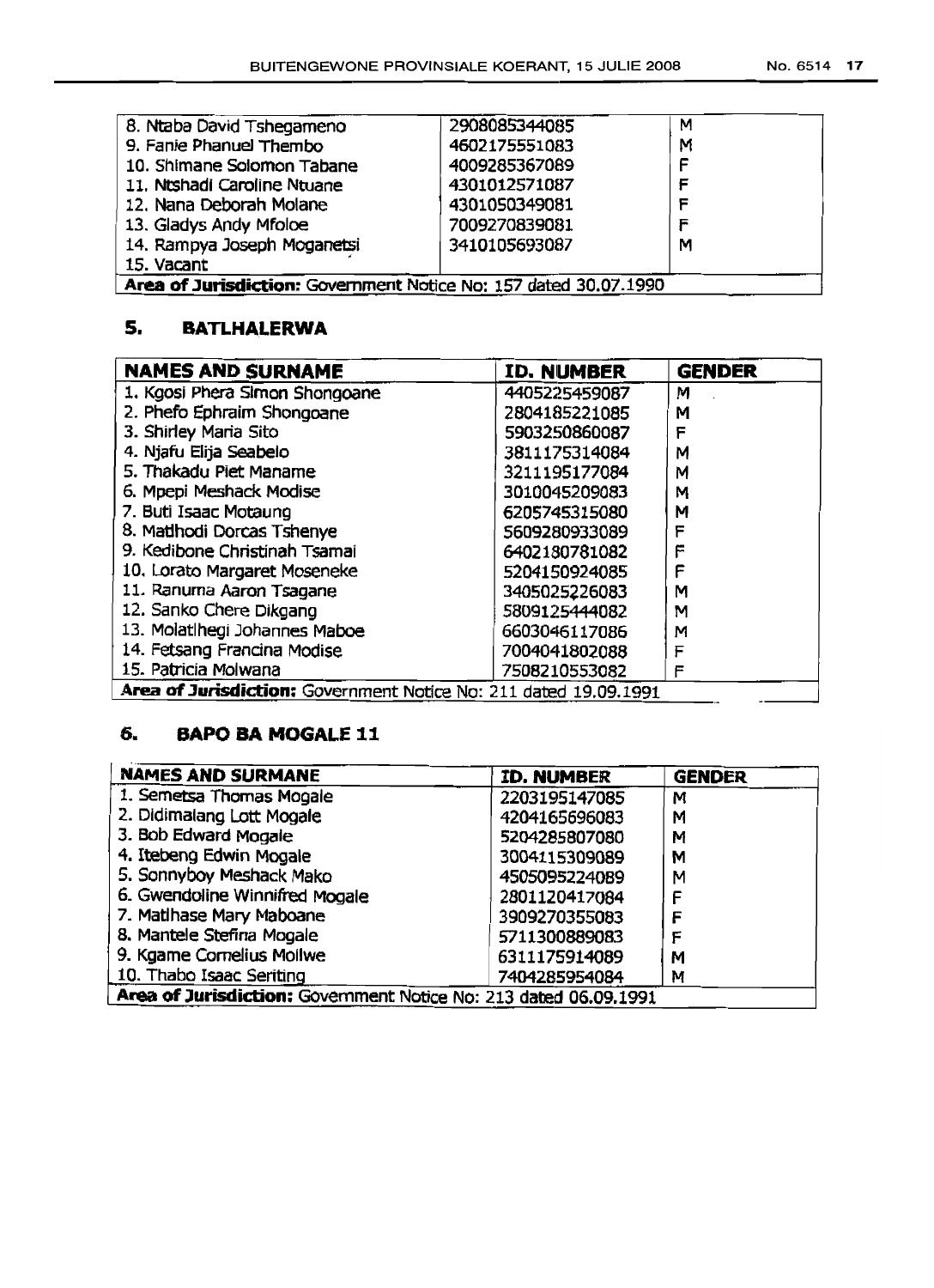| | | |
|---|---|---|
| 8. Ntaba David Tshegameno | 2908085344085 | M |
| 9. Fanie Phanuel Thembo | 4602175551083 | M |
| 10. Shimane Solomon Tabane | 4009285367089 | F |
| 11. Ntshadi Caroline Ntuane | 4301012571087 | F |
| 12. Nana Deborah Molane | 4301050349081 | F |
| 13. Gladys Andy Mfoloe | 7009270839081 | F |
| 14. Rampya Joseph Moganetsi | 3410105693087 | M |
| 15. Vacant | | |
| **Area of Jurisdiction:** Government Notice No: 157 dated 30.07.1990 | | |

## 5. BATLHALERWA

| NAMES AND SURNAME | ID. NUMBER | GENDER |
|---|---|---|
| 1. Kgosi Phera Simon Shongoane | 4405225459087 | M |
| 2. Phefo Ephraim Shongoane | 2804185221085 | M |
| 3. Shirley Maria Sito | 5903250860087 | F |
| 4. Njafu Elija Seabelo | 3811175314084 | M |
| 5. Thakadu Piet Maname | 3211195177084 | M |
| 6. Mpepi Meshack Modise | 3010045209083 | M |
| 7. Buti Isaac Motaung | 6205745315080 | M |
| 8. Matlhodi Dorcas Tshenye | 5609280933089 | F |
| 9. Kedibone Christinah Tsamai | 6402180781082 | F |
| 10. Lorato Margaret Moseneke | 5204150924085 | F |
| 11. Ranuma Aaron Tsagane | 3405025226083 | M |
| 12. Sanko Chere Dikgang | 5809125444082 | M |
| 13. Molatlhegi Johannes Maboe | 6603046117086 | M |
| 14. Fetsang Francina Modise | 7004041802088 | F |
| 15. Patricia Molwana | 7508210553082 | F |
| **Area of Jurisdiction:** Government Notice No: 211 dated 19.09.1991 | | |

## 6. BAPO BA MOGALE 11

| NAMES AND SURMANE | ID. NUMBER | GENDER |
|---|---|---|
| 1. Semetsa Thomas Mogale | 2203195147085 | M |
| 2. Didimalang Lott Mogale | 4204165696083 | M |
| 3. Bob Edward Mogale | 5204285807080 | M |
| 4. Itebeng Edwin Mogale | 3004115309089 | M |
| 5. Sonnyboy Meshack Mako | 4505095224089 | M |
| 6. Gwendoline Winnifred Mogale | 2801120417084 | F |
| 7. Matlhase Mary Maboane | 3909270355083 | F |
| 8. Mantele Stefina Mogale | 5711300889083 | F |
| 9. Kgame Cornelius Mollwe | 6311175914089 | M |
| 10. Thabo Isaac Seriting | 7404285954084 | M |
| **Area of Jurisdiction:** Government Notice No: 213 dated 06.09.1991 | | |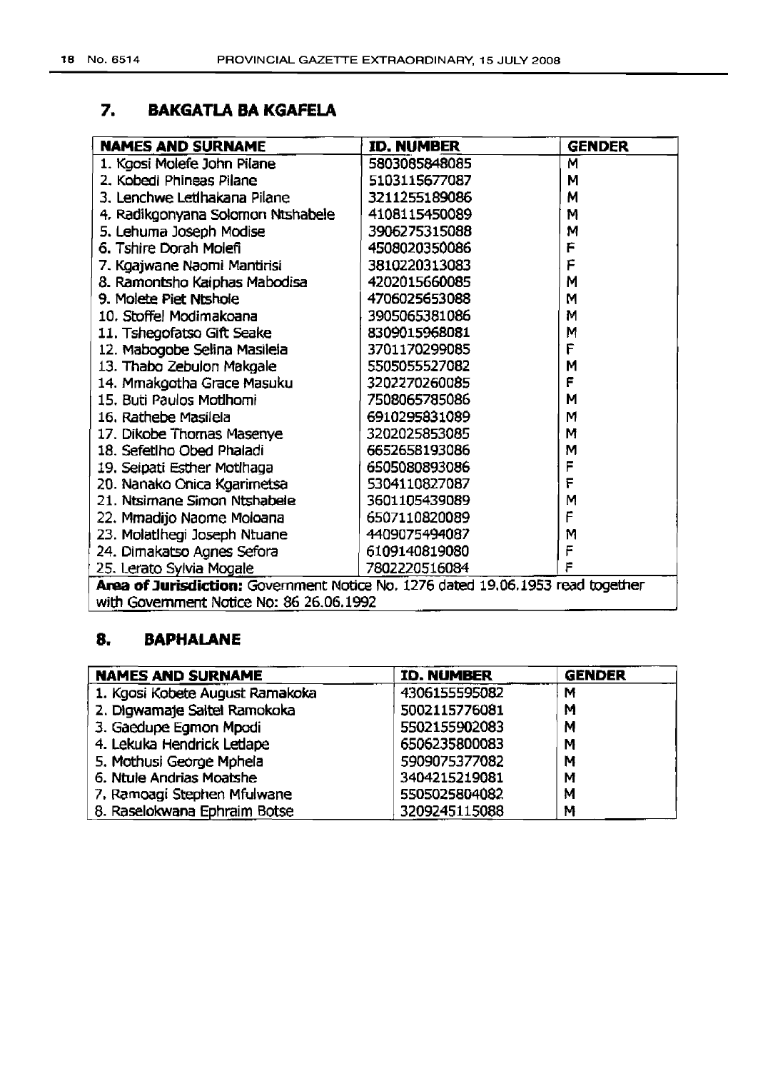## 7. BAKGATLA BA KGAFELA

| NAMES AND SURNAME | ID. NUMBER | GENDER |
|---|---|---|
| 1. Kgosi Molefe John Pilane | 5803085848085 | M |
| 2. Kobedi Phineas Pilane | 5103115677087 | M |
| 3. Lenchwe Letlhakana Pilane | 3211255189086 | M |
| 4. Radikgonyana Solomon Ntshabele | 4108115450089 | M |
| 5. Lehuma Joseph Modise | 3906275315088 | M |
| 6. Tshire Dorah Molefi | 4508020350086 | F |
| 7. Kgajwane Naomi Mantirisi | 3810220313083 | F |
| 8. Ramontsho Kaiphas Mabodisa | 4202015660085 | M |
| 9. Molete Piet Ntshole | 4706025653088 | M |
| 10. Stoffel Modimakoana | 3905065381086 | M |
| 11. Tshegofatso Gift Seake | 8309015968081 | M |
| 12. Mabogobe Selina Masilela | 3701170299085 | F |
| 13. Thabo Zebulon Makgale | 5505055527082 | M |
| 14. Mmakgotha Grace Masuku | 3202270260085 | F |
| 15. Buti Paulos Motlhomi | 7508065785086 | M |
| 16. Rathebe Masilela | 6910295831089 | M |
| 17. Dikobe Thomas Masenye | 3202025853085 | M |
| 18. Sefetlho Obed Phaladi | 6652658193086 | M |
| 19. Seipati Esther Motlhaga | 6505080893086 | F |
| 20. Nanako Onica Kgarimetsa | 5304110827087 | F |
| 21. Ntsimane Simon Ntshabele | 3601105439089 | M |
| 22. Mmadijo Naome Moloana | 6507110820089 | F |
| 23. Molatlhegi Joseph Ntuane | 4409075494087 | M |
| 24. Dimakatso Agnes Sefora | 6109140819080 | F |
| 25. Lerato Sylvia Mogale | 7802220516084 | F |

**Area of Jurisdiction:** Government Notice No. 1276 dated 19.06.1953 read together with Government Notice No: 86 26.06.1992

## 8. BAPHALANE

| NAMES AND SURNAME | ID. NUMBER | GENDER |
|---|---|---|
| 1. Kgosi Kobete August Ramakoka | 4306155595082 | M |
| 2. Digwamaje Saltel Ramokoka | 5002115776081 | M |
| 3. Gaedupe Egmon Mpodi | 5502155902083 | M |
| 4. Lekuka Hendrick Letlape | 6506235800083 | M |
| 5. Mothusi George Mphela | 5909075377082 | M |
| 6. Ntule Andrias Moatshe | 3404215219081 | M |
| 7. Ramoagi Stephen Mfulwane | 5505025804082 | M |
| 8. Raselokwana Ephraim Botse | 3209245115088 | M |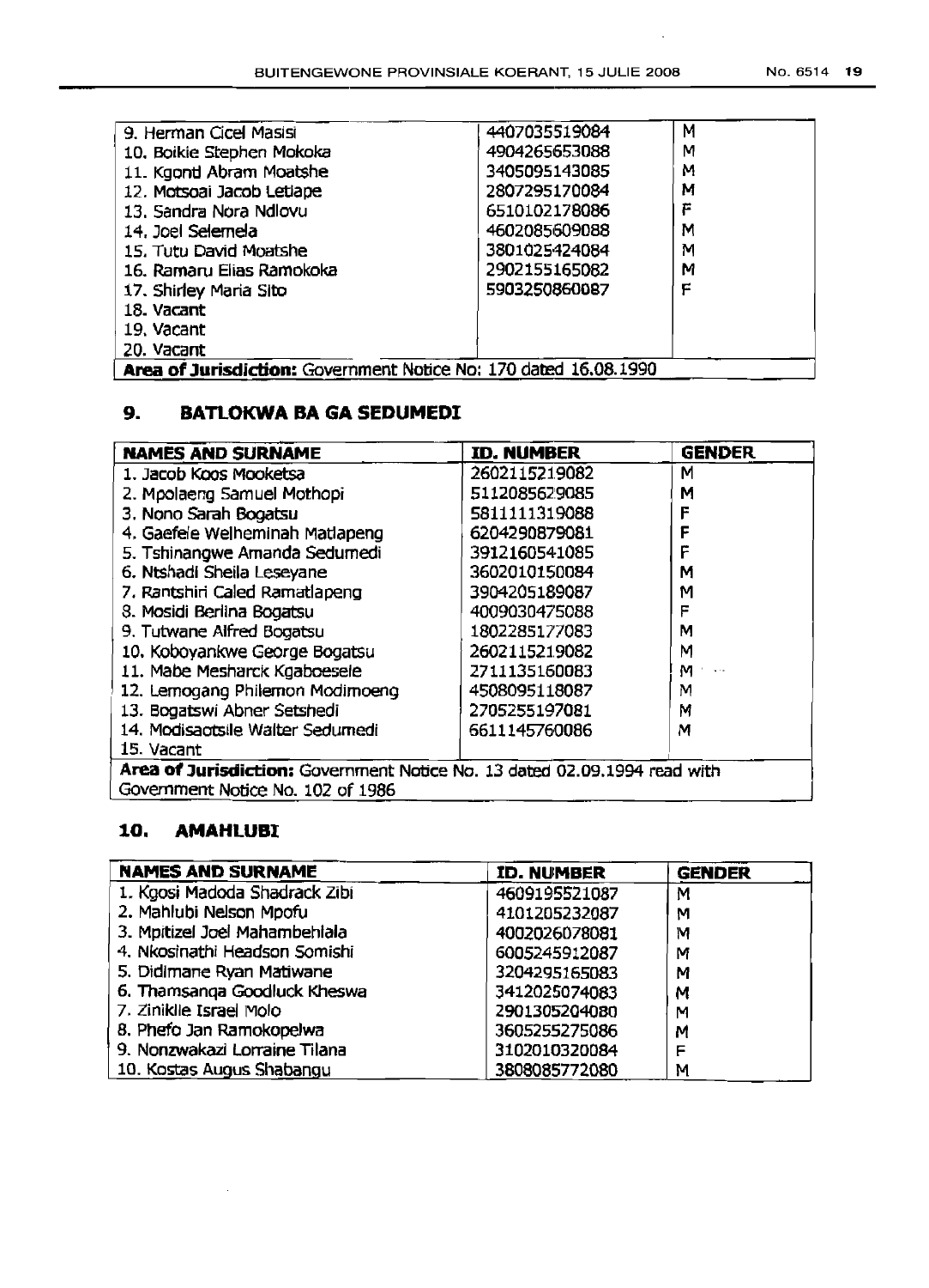| | | |
|---|---|---|
| 9. Herman Cicel Masisi | 4407035519084 | M |
| 10. Boikie Stephen Mokoka | 4904265653088 | M |
| 11. Kgondi Abram Moatshe | 3405095143085 | M |
| 12. Motsoai Jacob Letlape | 2807295170084 | M |
| 13. Sandra Nora Ndlovu | 6510102178086 | F |
| 14. Joel Selemela | 4602085609088 | M |
| 15. Tutu David Moatshe | 3801025424084 | M |
| 16. Ramaru Elias Ramokoka | 2902155165082 | M |
| 17. Shirley Maria Sito | 5903250860087 | F |
| 18. Vacant | | |
| 19. Vacant | | |
| 20. Vacant | | |
| **Area of Jurisdiction:** Government Notice No: 170 dated 16.08.1990 | | |

## 9. BATLOKWA BA GA SEDUMEDI

| NAMES AND SURNAME | ID. NUMBER | GENDER |
|---|---|---|
| 1. Jacob Koos Mooketsa | 2602115219082 | M |
| 2. Mpolaeng Samuel Mothopi | 5112085629085 | M |
| 3. Nono Sarah Bogatsu | 5811111319088 | F |
| 4. Gaefele Welheminah Matlapeng | 6204290879081 | F |
| 5. Tshinangwe Amanda Sedumedi | 3912160541085 | F |
| 6. Ntshadi Sheila Leseyane | 3602010150084 | M |
| 7. Rantshiri Caled Ramatlapeng | 3904205189087 | M |
| 8. Mosidi Berlina Bogatsu | 4009030475088 | F |
| 9. Tutwane Alfred Bogatsu | 1802285177083 | M |
| 10. Koboyankwe George Bogatsu | 2602115219082 | M |
| 11. Mabe Mesharck Kgaboesele | 2711135160083 | M |
| 12. Lemogang Philemon Modimoeng | 4508095118087 | M |
| 13. Bogatswi Abner Setshedi | 2705255197081 | M |
| 14. Modisaotsile Walter Sedumedi | 6611145760086 | M |
| 15. Vacant | | |
| **Area of Jurisdiction:** Government Notice No. 13 dated 02.09.1994 read with Government Notice No. 102 of 1986 | | |

## 10. AMAHLUBI

| NAMES AND SURNAME | ID. NUMBER | GENDER |
|---|---|---|
| 1. Kgosi Madoda Shadrack Zibi | 4609195521087 | M |
| 2. Mahlubi Nelson Mpofu | 4101205232087 | M |
| 3. Mpitizel Joel Mahambehlala | 4002026078081 | M |
| 4. Nkosinathi Headson Somishi | 6005245912087 | M |
| 5. Didimane Ryan Matiwane | 3204295165083 | M |
| 6. Thamsanqa Goodluck Kheswa | 3412025074083 | M |
| 7. Zinikile Israel Molo | 2901305204080 | M |
| 8. Phefo Jan Ramokopelwa | 3605255275086 | M |
| 9. Nonzwakazi Lorraine Tilana | 3102010320084 | F |
| 10. Kostas Augus Shabangu | 3808085772080 | M |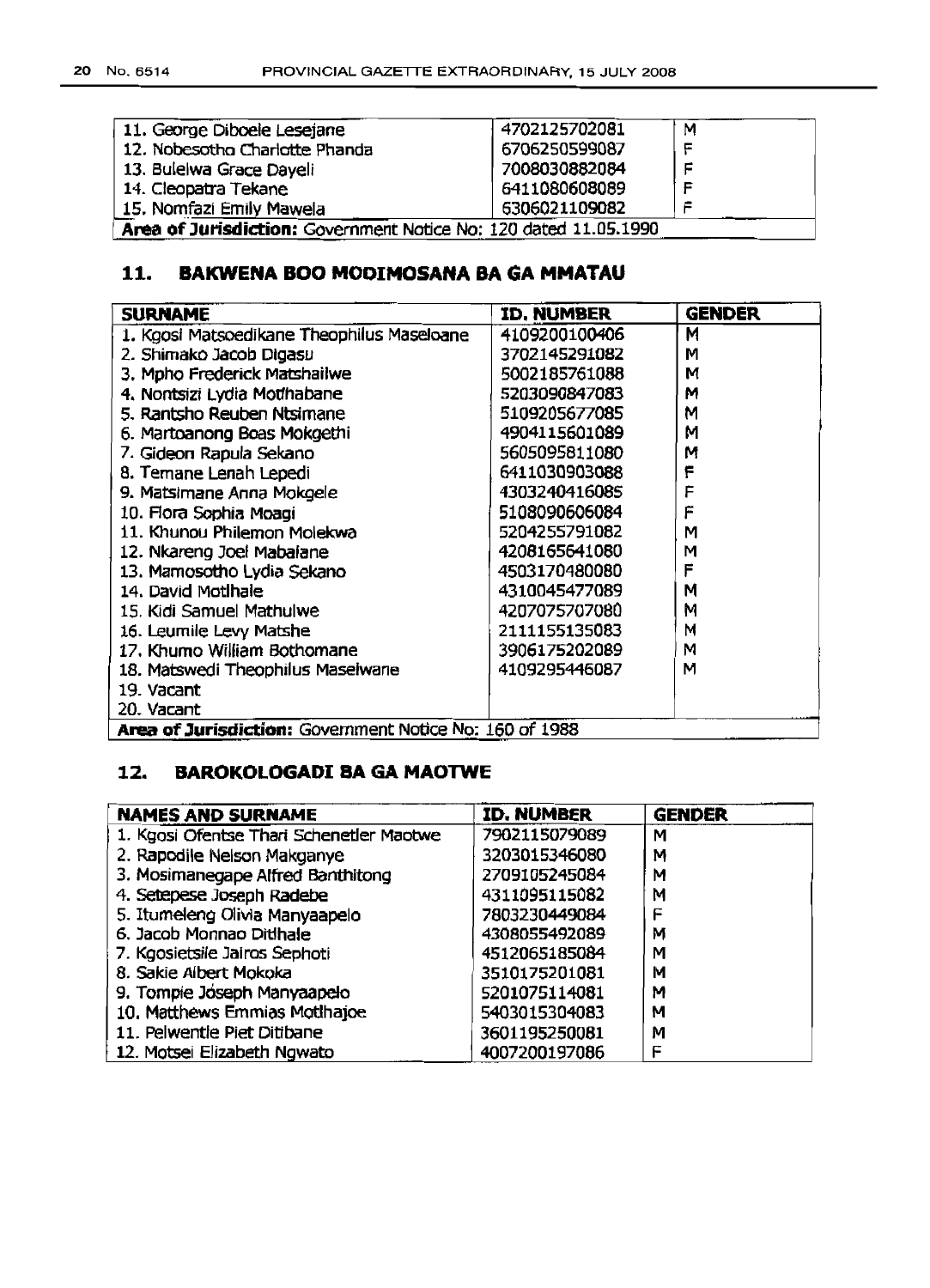| | | |
|---|---|---|
| 11. George Diboele Lesejane | 4702125702081 | M |
| 12. Nobesotho Charlotte Phanda | 6706250599087 | F |
| 13. Bulelwa Grace Dayeli | 7008030882084 | F |
| 14. Cleopatra Tekane | 6411080608089 | F |
| 15. Nomfazi Emily Mawela | 6306021109082 | F |
| **Area of Jurisdiction:** Government Notice No: 120 dated 11.05.1990 | | |

## 11. BAKWENA BOO MODIMOSANA BA GA MMATAU

| SURNAME | ID. NUMBER | GENDER |
|---|---|---|
| 1. Kgosi Matsoedikane Theophilus Maseloane | 4109200100406 | M |
| 2. Shimako Jacob Digasu | 3702145291082 | M |
| 3. Mpho Frederick Matshailwe | 5002185761088 | M |
| 4. Nontsizi Lydia Motlhabane | 5203090847083 | M |
| 5. Rantsho Reuben Ntsimane | 5109205677085 | M |
| 6. Martoanong Boas Mokgethi | 4904115601089 | M |
| 7. Gideon Rapula Sekano | 5605095811080 | M |
| 8. Temane Lenah Lepedi | 6411030903088 | F |
| 9. Matsimane Anna Mokgele | 4303240416085 | F |
| 10. Flora Sophia Moagi | 5108090606084 | F |
| 11. Khunou Philemon Molekwa | 5204255791082 | M |
| 12. Nkareng Joel Mabalane | 4208165641080 | M |
| 13. Mamosotho Lydia Sekano | 4503170480080 | F |
| 14. David Motlhale | 4310045477089 | M |
| 15. Kidi Samuel Mathulwe | 4207075707080 | M |
| 16. Leumile Levy Matshe | 2111155135083 | M |
| 17. Khumo William Bothomane | 3906175202089 | M |
| 18. Matswedi Theophilus Maselwane | 4109295446087 | M |
| 19. Vacant | | |
| 20. Vacant | | |
| **Area of Jurisdiction:** Government Notice No: 160 of 1988 | | |

## 12. BAROKOLOGADI BA GA MAOTWE

| NAMES AND SURNAME | ID. NUMBER | GENDER |
|---|---|---|
| 1. Kgosi Ofentse Thari Schenetler Maotwe | 7902115079089 | M |
| 2. Rapodile Nelson Makganye | 3203015346080 | M |
| 3. Mosimanegape Alfred Banthitong | 2709105245084 | M |
| 4. Setepese Joseph Radebe | 4311095115082 | M |
| 5. Itumeleng Olivia Manyaapelo | 7803230449084 | F |
| 6. Jacob Monnao Ditlhale | 4308055492089 | M |
| 7. Kgosietsile Jairos Sephoti | 4512065185084 | M |
| 8. Sakie Albert Mokoka | 3510175201081 | M |
| 9. Tompie Joseph Manyaapelo | 5201075114081 | M |
| 10. Matthews Emmias Motlhajoe | 5403015304083 | M |
| 11. Pelwentle Piet Ditibane | 3601195250081 | M |
| 12. Motsei Elizabeth Ngwato | 4007200197086 | F |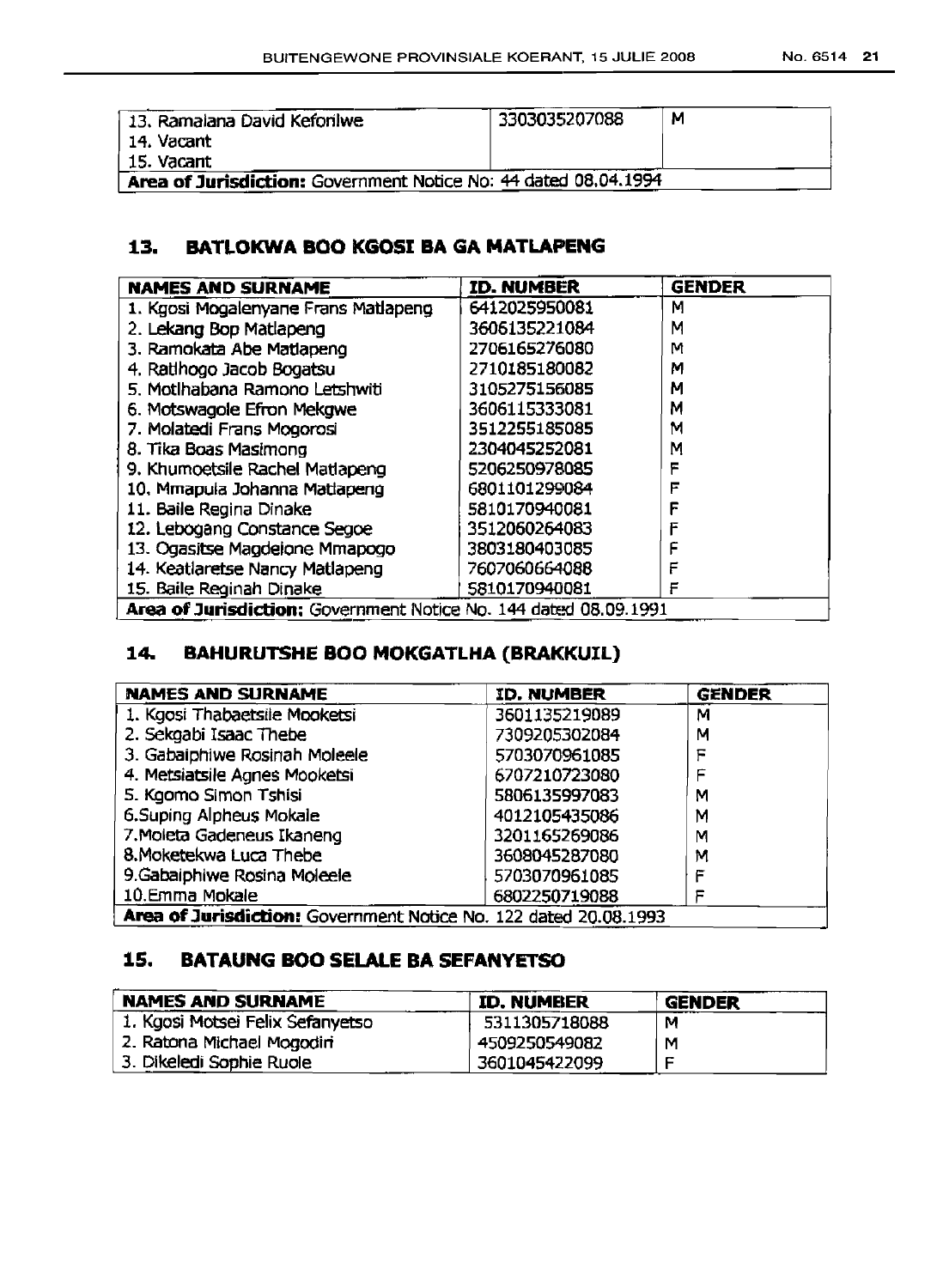| | | |
|---|---|---|
| 13. Ramalana David Keforilwe<br>14. Vacant<br>15. Vacant | 3303035207088 | M |
| **Area of Jurisdiction:** Government Notice No: 44 dated 08.04.1994 | | |

## 13. BATLOKWA BOO KGOSI BA GA MATLAPENG

| NAMES AND SURNAME | ID. NUMBER | GENDER |
|---|---|---|
| 1. Kgosi Mogalenyane Frans Matlapeng | 6412025950081 | M |
| 2. Lekang Bop Matlapeng | 3606135221084 | M |
| 3. Ramokata Abe Matlapeng | 2706165276080 | M |
| 4. Ratlhogo Jacob Bogatsu | 2710185180082 | M |
| 5. Motlhabana Ramono Letshwiti | 3105275156085 | M |
| 6. Motswagole Efron Mekgwe | 3606115333081 | M |
| 7. Molatedi Frans Mogorosi | 3512255185085 | M |
| 8. Tika Boas Masimong | 2304045252081 | M |
| 9. Khumoetsile Rachel Matlapeng | 5206250978085 | F |
| 10. Mmapula Johanna Matlapeng | 6801101299084 | F |
| 11. Baile Regina Dinake | 5810170940081 | F |
| 12. Lebogang Constance Segoe | 3512060264083 | F |
| 13. Ogasitse Magdelone Mmapogo | 3803180403085 | F |
| 14. Keatlaretse Nancy Matlapeng | 7607060664088 | F |
| 15. Baile Reginah Dinake | 5810170940081 | F |
| **Area of Jurisdiction:** Government Notice No. 144 dated 08.09.1991 | | |

## 14. BAHURUTSHE BOO MOKGATLHA (BRAKKUIL)

| NAMES AND SURNAME | ID. NUMBER | GENDER |
|---|---|---|
| 1. Kgosi Thabaetsile Mooketsi | 3601135219089 | M |
| 2. Sekgabi Isaac Thebe | 7309205302084 | M |
| 3. Gabaiphiwe Rosinah Moleele | 5703070961085 | F |
| 4. Metsiatsile Agnes Mooketsi | 6707210723080 | F |
| 5. Kgomo Simon Tshisi | 5806135997083 | M |
| 6.Suping Alpheus Mokale | 4012105435086 | M |
| 7.Moleta Gadeneus Ikaneng | 3201165269086 | M |
| 8.Moketekwa Luca Thebe | 3608045287080 | M |
| 9.Gabaiphiwe Rosina Moleele | 5703070961085 | F |
| 10.Emma Mokale | 6802250719088 | F |
| **Area of Jurisdiction:** Government Notice No. 122 dated 20.08.1993 | | |

## 15. BATAUNG BOO SELALE BA SEFANYETSO

| NAMES AND SURNAME | ID. NUMBER | GENDER |
|---|---|---|
| 1. Kgosi Motsei Felix Sefanyetso | 5311305718088 | M |
| 2. Ratona Michael Mogodiri | 4509250549082 | M |
| 3. Dikeledi Sophie Ruole | 3601045422099 | F |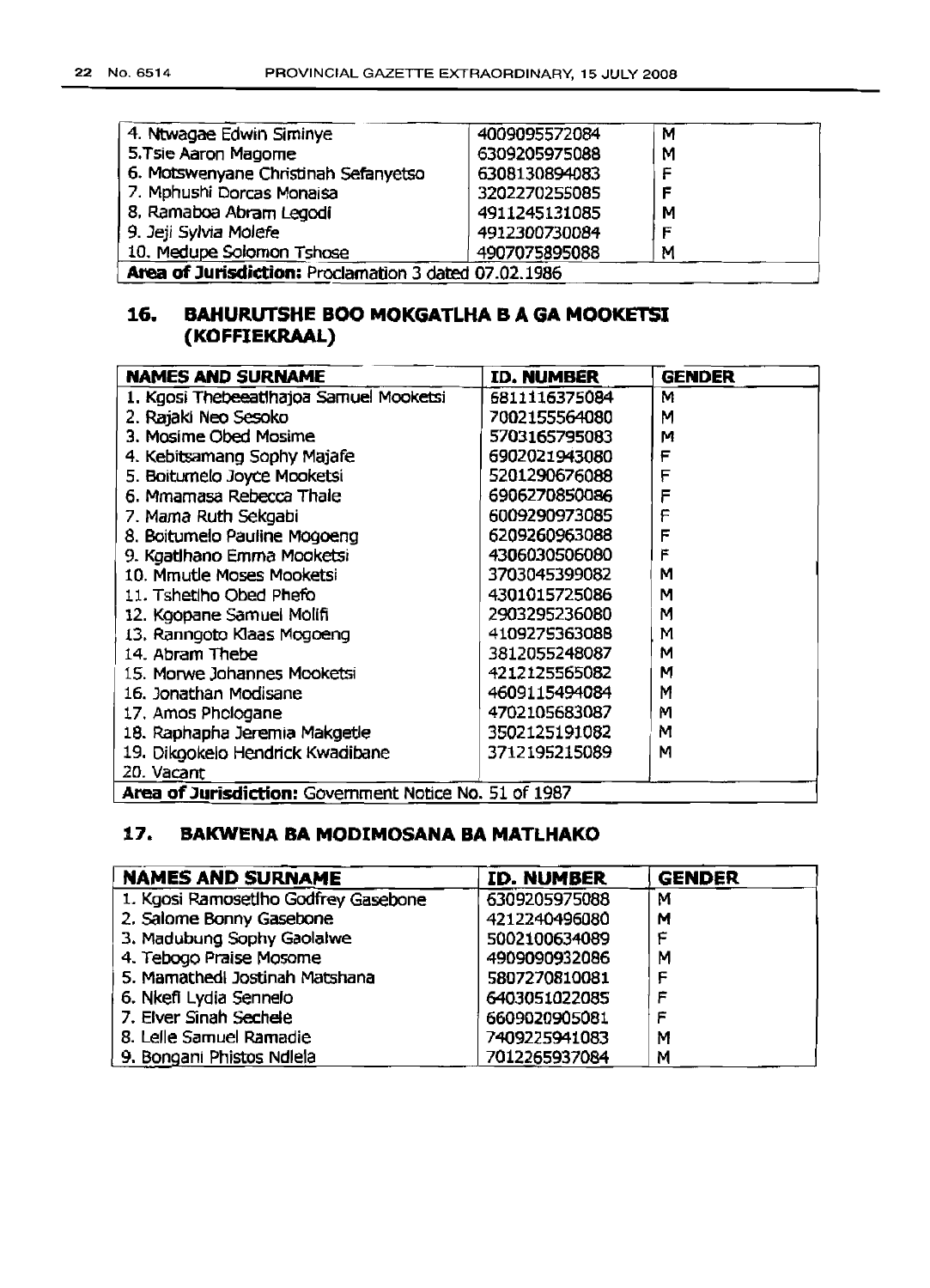| | | |
|---|---|---|
| 4. Ntwagae Edwin Siminye | 4009095572084 | M |
| 5.Tsie Aaron Magome | 6309205975088 | M |
| 6. Motswenyane Christinah Sefanyetso | 6308130894083 | F |
| 7. Mphushi Dorcas Monaisa | 3202270255085 | F |
| 8. Ramaboa Abram Legodi | 4911245131085 | M |
| 9. Jeji Sylvia Molefe | 4912300730084 | F |
| 10. Medupe Solomon Tshose | 4907075895088 | M |
| **Area of Jurisdiction:** Proclamation 3 dated 07.02.1986 | | |

## 16. BAHURUTSHE BOO MOKGATLHA B A GA MOOKETSI (KOFFIEKRAAL)

| NAMES AND SURNAME | ID. NUMBER | GENDER |
|---|---|---|
| 1. Kgosi Thebeeatlhajoa Samuel Mooketsi | 6811116375084 | M |
| 2. Rajaki Neo Sesoko | 7002155564080 | M |
| 3. Mosime Obed Mosime | 5703165795083 | M |
| 4. Kebitsamang Sophy Majafe | 6902021943080 | F |
| 5. Boitumelo Joyce Mooketsi | 5201290676088 | F |
| 6. Mmamasa Rebecca Thale | 6906270850086 | F |
| 7. Mama Ruth Sekgabi | 6009290973085 | F |
| 8. Boitumelo Pauline Mogoeng | 6209260963088 | F |
| 9. Kgatlhano Emma Mooketsi | 4306030506080 | F |
| 10. Mmutle Moses Mooketsi | 3703045399082 | M |
| 11. Tshetlho Obed Phefo | 4301015725086 | M |
| 12. Kgopane Samuel Molifi | 2903295236080 | M |
| 13. Ranngoto Klaas Mogoeng | 4109275363088 | M |
| 14. Abram Thebe | 3812055248087 | M |
| 15. Morwe Johannes Mooketsi | 4212125565082 | M |
| 16. Jonathan Modisane | 4609115494084 | M |
| 17. Amos Phologane | 4702105683087 | M |
| 18. Raphapha Jeremia Makgetle | 3502125191082 | M |
| 19. Dikgokelo Hendrick Kwadibane | 3712195215089 | M |
| 20. Vacant | | |
| **Area of Jurisdiction:** Government Notice No. 51 of 1987 | | |

## 17. BAKWENA BA MODIMOSANA BA MATLHAKO

| NAMES AND SURNAME | ID. NUMBER | GENDER |
|---|---|---|
| 1. Kgosi Ramosetlho Godfrey Gasebone | 6309205975088 | M |
| 2. Salome Bonny Gasebone | 4212240496080 | M |
| 3. Madubung Sophy Gaolalwe | 5002100634089 | F |
| 4. Tebogo Praise Mosome | 4909090932086 | M |
| 5. Mamathedi Jostinah Matshana | 5807270810081 | F |
| 6. Nkefi Lydia Sennelo | 6403051022085 | F |
| 7. Elver Sinah Sechele | 6609020905081 | F |
| 8. Lelle Samuel Ramadie | 7409225941083 | M |
| 9. Bongani Phistos Ndlela | 7012265937084 | M |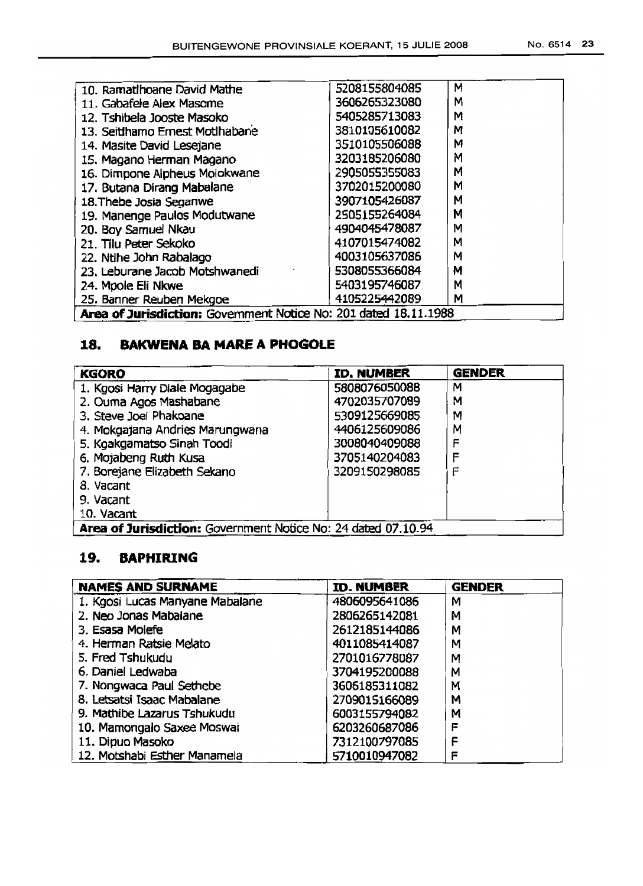| | | |
|---|---|---|
| 10. Ramatlhoane David Mathe | 5208155804085 | M |
| 11. Gabafele Alex Masome | 3606265323080 | M |
| 12. Tshibela Jooste Masoko | 5405285713083 | M |
| 13. Seitlhamo Ernest Motlhabane | 3810105610082 | M |
| 14. Masite David Lesejane | 3510105506088 | M |
| 15. Magano Herman Magano | 3203185206080 | M |
| 16. Dimpone Alpheus Molokwane | 2905055355083 | M |
| 17. Butana Dirang Mabalane | 3702015200080 | M |
| 18.Thebe Josia Seganwe | 3907105426087 | M |
| 19. Manenge Paulos Modutwane | 2505155264084 | M |
| 20. Boy Samuel Nkau | 4904045478087 | M |
| 21. Tilu Peter Sekoko | 4107015474082 | M |
| 22. Ntlhe John Rabalago | 4003105637086 | M |
| 23. Leburane Jacob Motshwanedi | 5308055366084 | M |
| 24. Mpole Eli Nkwe | 5403195746087 | M |
| 25. Banner Reuben Mekgoe | 4105225442089 | M |
| **Area of Jurisdiction:** Government Notice No: 201 dated 18.11.1988 | | |

## 18. BAKWENA BA MARE A PHOGOLE

| KGORO | ID. NUMBER | GENDER |
|---|---|---|
| 1. Kgosi Harry Diale Mogagabe | 5808076050088 | M |
| 2. Ouma Agos Mashabane | 4702035707089 | M |
| 3. Steve Joel Phakoane | 5309125669085 | M |
| 4. Mokgajana Andries Marungwana | 4406125609086 | M |
| 5. Kgakgamatso Sinah Toodi | 3008040409088 | F |
| 6. Mojabeng Ruth Kusa | 3705140204083 | F |
| 7. Borejane Elizabeth Sekano | 3209150298085 | F |
| 8. Vacant | | |
| 9. Vacant | | |
| 10. Vacant | | |
| **Area of Jurisdiction:** Government Notice No: 24 dated 07.10.94 | | |

## 19. BAPHIRING

| NAMES AND SURNAME | ID. NUMBER | GENDER |
|---|---|---|
| 1. Kgosi Lucas Manyane Mabalane | 4806095641086 | M |
| 2. Neo Jonas Mabalane | 2806265142081 | M |
| 3. Esasa Molefe | 2612185144086 | M |
| 4. Herman Ratsie Melato | 4011085414087 | M |
| 5. Fred Tshukudu | 2701016778087 | M |
| 6. Daniel Ledwaba | 3704195200088 | M |
| 7. Nongwaca Paul Sethebe | 3606185311082 | M |
| 8. Letsatsi Isaac Mabalane | 2709015166089 | M |
| 9. Mathibe Lazarus Tshukudu | 6003155794082 | M |
| 10. Mamongalo Saxee Moswai | 6203260687086 | F |
| 11. Dipuo Masoko | 7312100797085 | F |
| 12. Motshabi Esther Manamela | 5710010947082 | F |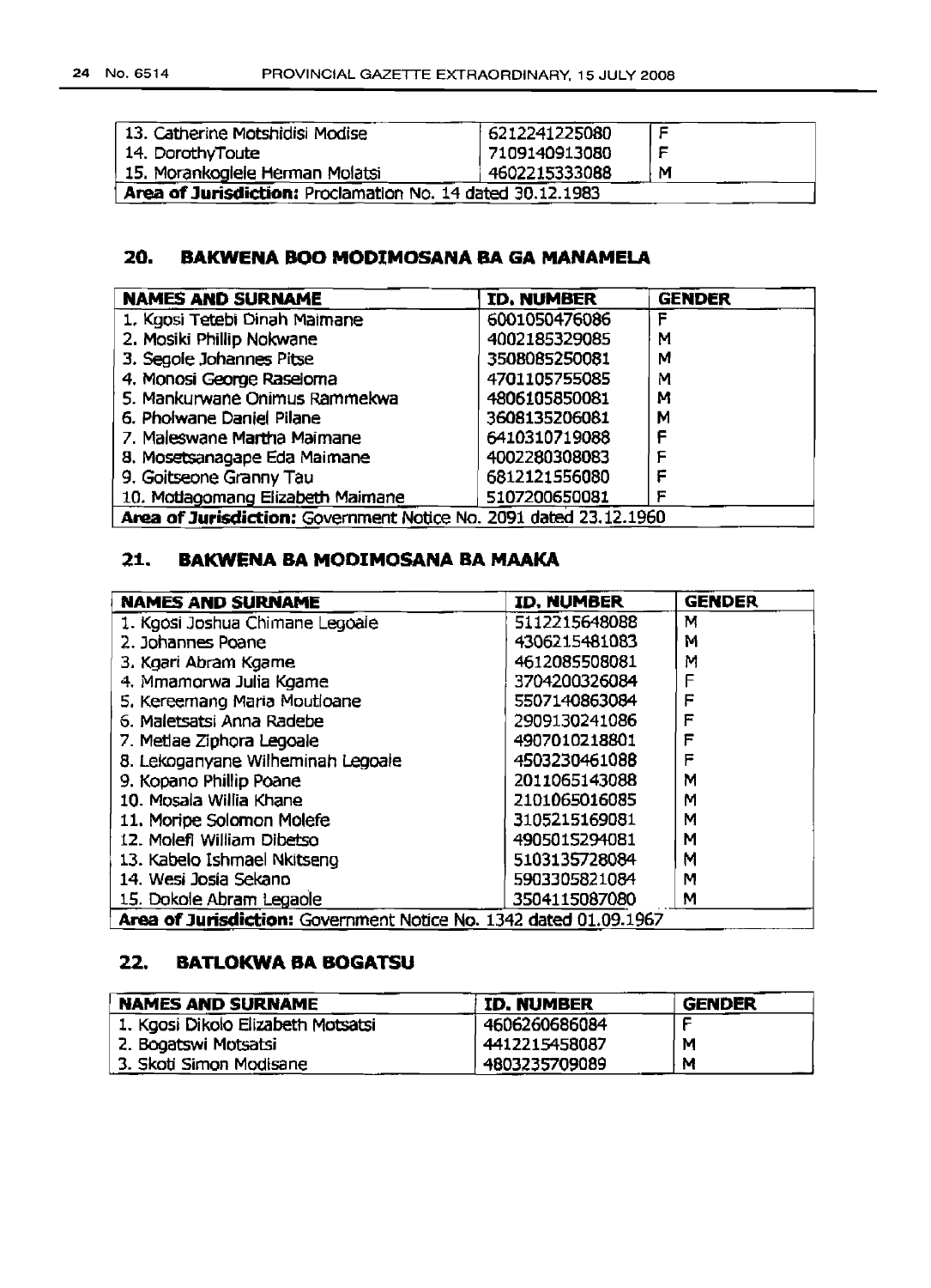| | | |
|---|---|---|
| 13. Catherine Motshidisi Modise | 6212241225080 | F |
| 14. DorothyToute | 7109140913080 | F |
| 15. Morankoglele Herman Molatsi | 4602215333088 | M |
| **Area of Jurisdiction:** Proclamation No. 14 dated 30.12.1983 | | |

## 20. BAKWENA BOO MODIMOSANA BA GA MANAMELA

| NAMES AND SURNAME | ID. NUMBER | GENDER |
|---|---|---|
| 1. Kgosi Tetebi Dinah Maimane | 6001050476086 | F |
| 2. Mosiki Phillip Nokwane | 4002185329085 | M |
| 3. Segole Johannes Pitse | 3508085250081 | M |
| 4. Monosi George Raseloma | 4701105755085 | M |
| 5. Mankurwane Onimus Rammekwa | 4806105850081 | M |
| 6. Pholwane Daniel Pilane | 3608135206081 | M |
| 7. Maleswane Martha Maimane | 6410310719088 | F |
| 8. Mosetsanagape Eda Maimane | 4002280308083 | F |
| 9. Goitseone Granny Tau | 6812121556080 | F |
| 10. Motlagomang Elizabeth Maimane | 5107200650081 | F |
| **Area of Jurisdiction:** Government Notice No. 2091 dated 23.12.1960 | | |

## 21. BAKWENA BA MODIMOSANA BA MAAKA

| NAMES AND SURNAME | ID. NUMBER | GENDER |
|---|---|---|
| 1. Kgosi Joshua Chimane Legoale | 5112215648088 | M |
| 2. Johannes Poane | 4306215481083 | M |
| 3. Kgari Abram Kgame | 4612085508081 | M |
| 4. Mmamorwa Julia Kgame | 3704200326084 | F |
| 5. Kereemang Maria Moutloane | 5507140863084 | F |
| 6. Maletsatsi Anna Radebe | 2909130241086 | F |
| 7. Metlae Ziphora Legoale | 4907010218801 | F |
| 8. Lekoganyane Wilheminah Legoale | 4503230461088 | F |
| 9. Kopano Phillip Poane | 2011065143088 | M |
| 10. Mosala Willia Khane | 2101065016085 | M |
| 11. Moripe Solomon Molefe | 3105215169081 | M |
| 12. Molefi William Dibetso | 4905015294081 | M |
| 13. Kabelo Ishmael Nkitseng | 5103135728084 | M |
| 14. Wesi Josia Sekano | 5903305821084 | M |
| 15. Dokole Abram Legaole | 3504115087080 | M |
| **Area of Jurisdiction:** Government Notice No. 1342 dated 01.09.1967 | | |

## 22. BATLOKWA BA BOGATSU

| NAMES AND SURNAME | ID. NUMBER | GENDER |
|---|---|---|
| 1. Kgosi Dikolo Elizabeth Motsatsi | 4606260686084 | F |
| 2. Bogatswi Motsatsi | 4412215458087 | M |
| 3. Skoti Simon Modisane | 4803235709089 | M |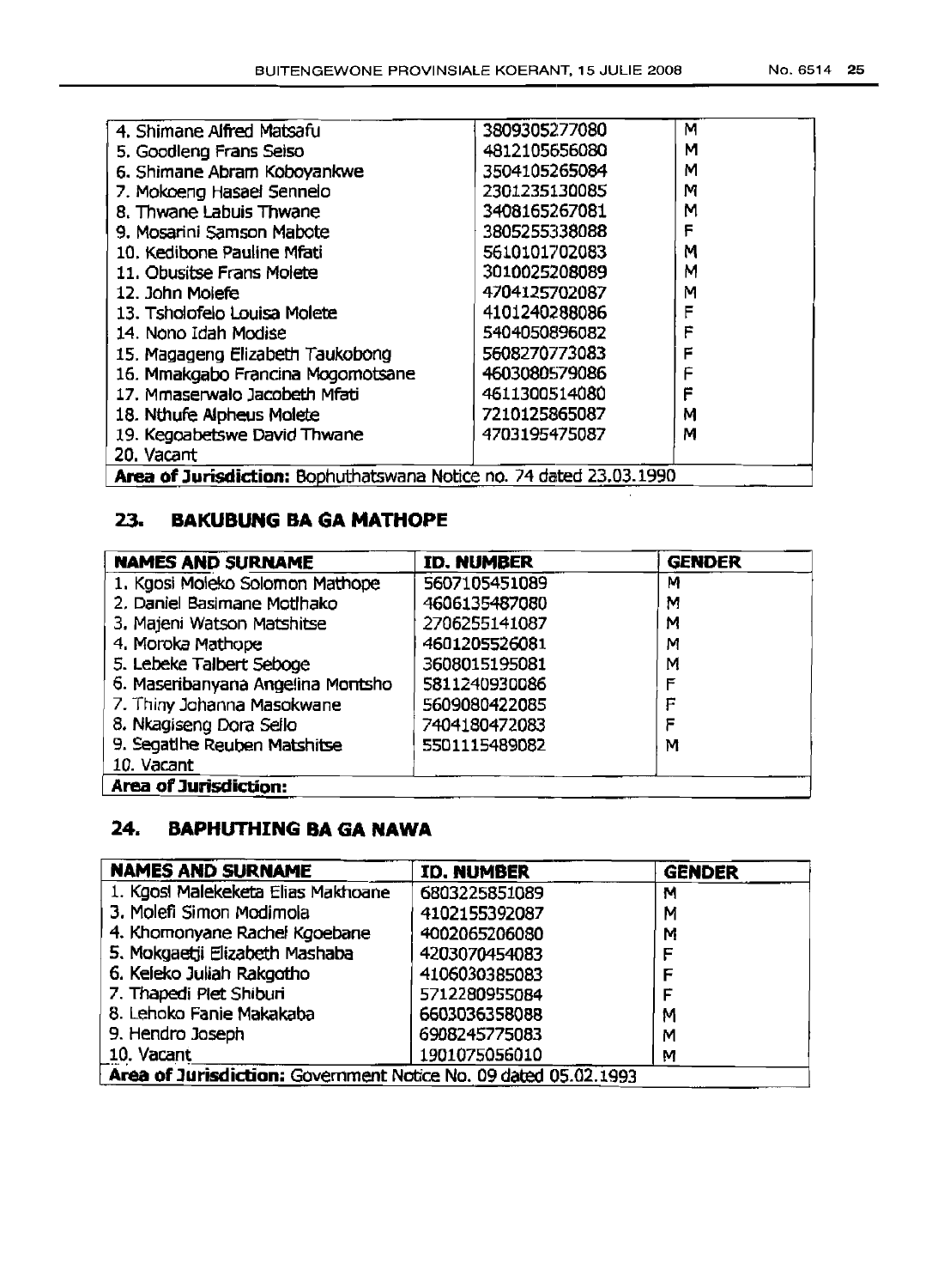| | | |
|---|---|---|
| 4. Shimane Alfred Matsafu | 3809305277080 | M |
| 5. Goodleng Frans Seiso | 4812105656080 | M |
| 6. Shimane Abram Koboyankwe | 3504105265084 | M |
| 7. Mokoeng Hasael Sennelo | 2301235130085 | M |
| 8. Thwane Labuis Thwane | 3408165267081 | M |
| 9. Mosarini Samson Mabote | 3805255338088 | F |
| 10. Kedibone Pauline Mfati | 5610101702083 | M |
| 11. Obusitse Frans Molete | 3010025208089 | M |
| 12. John Molefe | 4704125702087 | M |
| 13. Tsholofelo Louisa Molete | 4101240288086 | F |
| 14. Nono Idah Modise | 5404050896082 | F |
| 15. Magageng Elizabeth Taukobong | 5608270773083 | F |
| 16. Mmakgabo Francina Mogomotsane | 4603080579086 | F |
| 17. Mmaserwalo Jacobeth Mfati | 4611300514080 | F |
| 18. Nthufe Alpheus Molete | 7210125865087 | M |
| 19. Kegoabetswe David Thwane | 4703195475087 | M |
| 20. Vacant | | |
| **Area of Jurisdiction:** Bophuthatswana Notice no. 74 dated 23.03.1990 | | |

## 23. BAKUBUNG BA GA MATHOPE

| NAMES AND SURNAME | ID. NUMBER | GENDER |
|---|---|---|
| 1. Kgosi Moleko Solomon Mathope | 5607105451089 | M |
| 2. Daniel Basimane Motlhako | 4606135487080 | M |
| 3. Majeni Watson Matshitse | 2706255141087 | M |
| 4. Moroka Mathope | 4601205526081 | M |
| 5. Lebeke Talbert Seboge | 3608015195081 | M |
| 6. Maseribanyana Angelina Montsho | 5811240930086 | F |
| 7. Thiny Johanna Masokwane | 5609080422085 | F |
| 8. Nkagiseng Dora Sello | 7404180472083 | F |
| 9. Segatlhe Reuben Matshitse | 5501115489082 | M |
| 10. Vacant | | |
| **Area of Jurisdiction:** | | |

## 24. BAPHUTHING BA GA NAWA

| NAMES AND SURNAME | ID. NUMBER | GENDER |
|---|---|---|
| 1. Kgosi Malekeketa Elias Makhoane | 6803225851089 | M |
| 3. Molefi Simon Modimola | 4102155392087 | M |
| 4. Khomonyane Rachel Kgoebane | 4002065206080 | M |
| 5. Mokgaetji Elizabeth Mashaba | 4203070454083 | F |
| 6. Keleko Juliah Rakgotho | 4106030385083 | F |
| 7. Thapedi Piet Shiburi | 5712280955084 | F |
| 8. Lehoko Fanie Makakaba | 6603036358088 | M |
| 9. Hendro Joseph | 6908245775083 | M |
| 10. Vacant | 1901075056010 | M |
| **Area of Jurisdiction:** Government Notice No. 09 dated 05.02.1993 | | |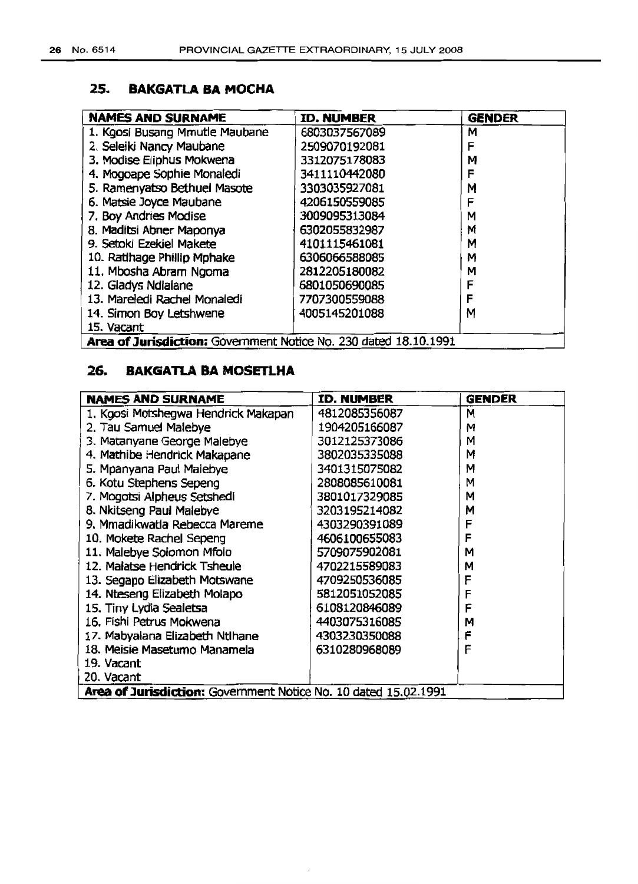## 25. BAKGATLA BA MOCHA

| NAMES AND SURNAME | ID. NUMBER | GENDER |
|---|---|---|
| 1. Kgosi Busang Mmutle Maubane | 6803037567089 | M |
| 2. Seleiki Nancy Maubane | 2509070192081 | F |
| 3. Modise Eliphus Mokwena | 3312075178083 | M |
| 4. Mogoape Sophie Monaledi | 3411110442080 | F |
| 5. Ramenyatso Bethuel Masote | 3303035927081 | M |
| 6. Matsie Joyce Maubane | 4206150559085 | F |
| 7. Boy Andries Modise | 3009095313084 | M |
| 8. Maditsi Abner Maponya | 6302055832987 | M |
| 9. Setoki Ezekiel Makete | 4101115461081 | M |
| 10. Ratlhage Phillip Mphake | 6306066588085 | M |
| 11. Mbosha Abram Ngoma | 2812205180082 | M |
| 12. Gladys Ndlalane | 6801050690085 | F |
| 13. Mareledi Rachel Monaledi | 7707300559088 | F |
| 14. Simon Boy Letshwene | 4005145201088 | M |
| 15. Vacant | | |
| **Area of Jurisdiction:** Government Notice No. 230 dated 18.10.1991 | | |

## 26. BAKGATLA BA MOSETLHA

| NAMES AND SURNAME | ID. NUMBER | GENDER |
|---|---|---|
| 1. Kgosi Motshegwa Hendrick Makapan | 4812085356087 | M |
| 2. Tau Samuel Malebye | 1904205166087 | M |
| 3. Matanyane George Malebye | 3012125373086 | M |
| 4. Mathibe Hendrick Makapane | 3802035335088 | M |
| 5. Mpanyana Paul Malebye | 3401315075082 | M |
| 6. Kotu Stephens Sepeng | 2808085610081 | M |
| 7. Mogotsi Alpheus Setshedi | 3801017329085 | M |
| 8. Nkitseng Paul Malebye | 3203195214082 | M |
| 9. Mmadikwatla Rebecca Mareme | 4303290391089 | F |
| 10. Mokete Rachel Sepeng | 4606100655083 | F |
| 11. Malebye Solomon Mfolo | 5709075902081 | M |
| 12. Malatse Hendrick Tsheule | 4702215589083 | M |
| 13. Segapo Elizabeth Motswane | 4709250536085 | F |
| 14. Nteseng Elizabeth Molapo | 5812051052085 | F |
| 15. Tiny Lydia Sealetsa | 6108120846089 | F |
| 16. Fishi Petrus Mokwena | 4403075316085 | M |
| 17. Mabyalana Elizabeth Ntlhane | 4303230350088 | F |
| 18. Meisie Masetumo Manamela | 6310280968089 | F |
| 19. Vacant | | |
| 20. Vacant | | |
| **Area of Jurisdiction:** Government Notice No. 10 dated 15.02.1991 | | |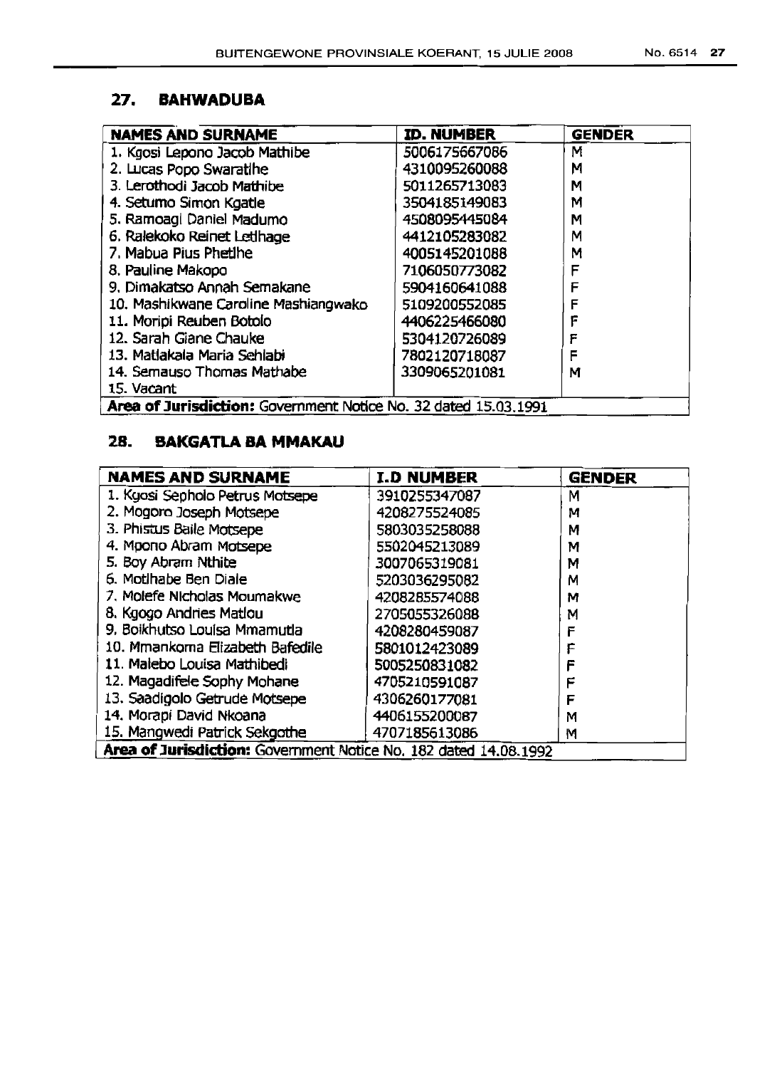## 27. BAHWADUBA

| NAMES AND SURNAME | ID. NUMBER | GENDER |
|---|---|---|
| 1. Kgosi Lepono Jacob Mathibe | 5006175667086 | M |
| 2. Lucas Popo Swaratlhe | 4310095260088 | M |
| 3. Lerothodi Jacob Mathibe | 5011265713083 | M |
| 4. Setumo Simon Kgatle | 3504185149083 | M |
| 5. Ramoagi Daniel Madumo | 4508095445084 | M |
| 6. Ralekoko Reinet Letlhage | 4412105283082 | M |
| 7. Mabua Pius Phetlhe | 4005145201088 | M |
| 8. Pauline Makopo | 7106050773082 | F |
| 9. Dimakatso Annah Semakane | 5904160641088 | F |
| 10. Mashikwane Caroline Mashiangwako | 5109200552085 | F |
| 11. Moripi Reuben Botolo | 4406225466080 | F |
| 12. Sarah Giane Chauke | 5304120726089 | F |
| 13. Matlakala Maria Sehlabi | 7802120718087 | F |
| 14. Semauso Thomas Mathabe | 3309065201081 | M |
| 15. Vacant | | |
| **Area of Jurisdiction:** Government Notice No. 32 dated 15.03.1991 | | |

## 28. BAKGATLA BA MMAKAU

| NAMES AND SURNAME | I.D NUMBER | GENDER |
|---|---|---|
| 1. Kgosi Sepholo Petrus Motsepe | 3910255347087 | M |
| 2. Mogoro Joseph Motsepe | 4208275524085 | M |
| 3. Phistus Baile Motsepe | 5803035258088 | M |
| 4. Mpono Abram Motsepe | 5502045213089 | M |
| 5. Boy Abram Nthite | 3007065319081 | M |
| 6. Motlhabe Ben Diale | 5203036295082 | M |
| 7. Molefe Nicholas Moumakwe | 4208285574088 | M |
| 8. Kgogo Andries Matlou | 2705055326088 | M |
| 9. Boikhutso Louisa Mmamutla | 4208280459087 | F |
| 10. Mmankoma Elizabeth Bafedile | 5801012423089 | F |
| 11. Malebo Louisa Mathibedi | 5005250831082 | F |
| 12. Magadifele Sophy Mohane | 4705210591087 | F |
| 13. Saadigolo Getrude Motsepe | 4306260177081 | F |
| 14. Morapi David Nkoana | 4406155200087 | M |
| 15. Mangwedi Patrick Sekgothe | 4707185613086 | M |
| **Area of Jurisdiction:** Government Notice No. 182 dated 14.08.1992 | | |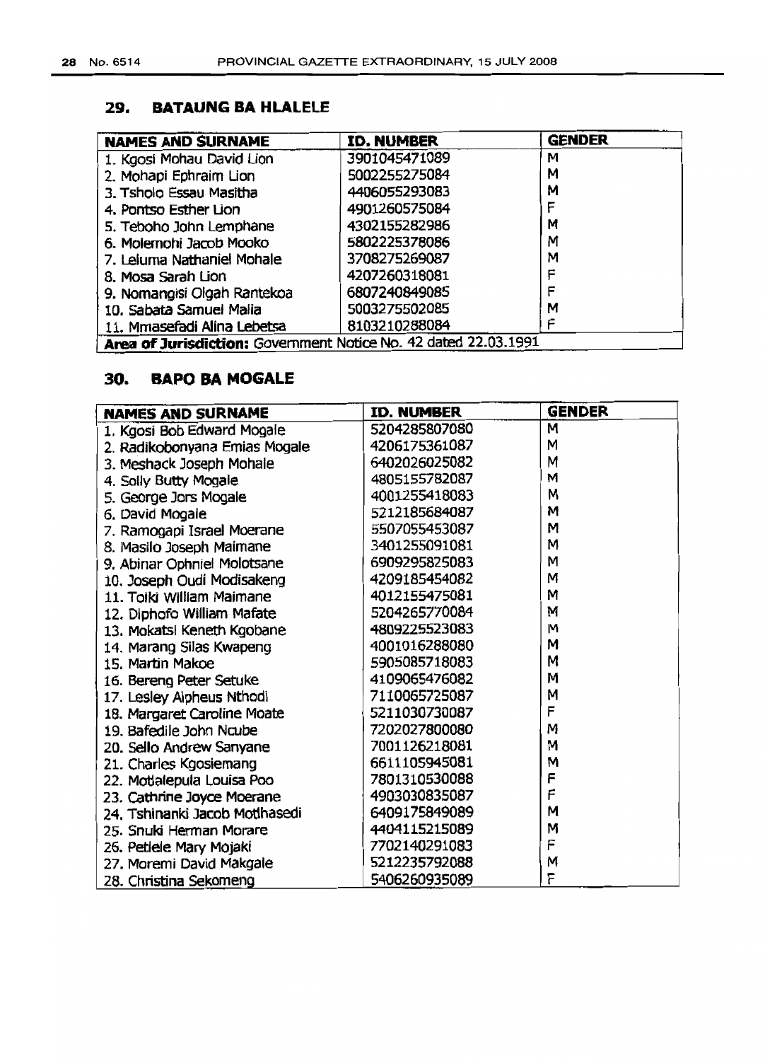## 29. BATAUNG BA HLALELE

| NAMES AND SURNAME | ID. NUMBER | GENDER |
|---|---|---|
| 1. Kgosi Mohau David Lion | 3901045471089 | M |
| 2. Mohapi Ephraim Lion | 5002255275084 | M |
| 3. Tsholo Essau Masitha | 4406055293083 | M |
| 4. Pontso Esther Lion | 4901260575084 | F |
| 5. Teboho John Lemphane | 4302155282986 | M |
| 6. Molemohi Jacob Mooko | 5802225378086 | M |
| 7. Leluma Nathaniel Mohale | 3708275269087 | M |
| 8. Mosa Sarah Lion | 4207260318081 | F |
| 9. Nomangisi Olgah Rantekoa | 6807240849085 | F |
| 10. Sabata Samuel Malia | 5003275502085 | M |
| 11. Mmasefadi Alina Lebetsa | 8103210288084 | F |
| **Area of Jurisdiction:** Government Notice No. 42 dated 22.03.1991 | | |

## 30. BAPO BA MOGALE

| NAMES AND SURNAME | ID. NUMBER | GENDER |
|---|---|---|
| 1. Kgosi Bob Edward Mogale | 5204285807080 | M |
| 2. Radikobonyana Emias Mogale | 4206175361087 | M |
| 3. Meshack Joseph Mohale | 6402026025082 | M |
| 4. Solly Butty Mogale | 4805155782087 | M |
| 5. George Jors Mogale | 4001255418083 | M |
| 6. David Mogale | 5212185684087 | M |
| 7. Ramogapi Israel Moerane | 5507055453087 | M |
| 8. Masilo Joseph Maimane | 3401255091081 | M |
| 9. Abinar Ophniel Molotsane | 6909295825083 | M |
| 10. Joseph Oudi Modisakeng | 4209185454082 | M |
| 11. Toiki William Maimane | 4012155475081 | M |
| 12. Diphofo William Mafate | 5204265770084 | M |
| 13. Mokatsi Keneth Kgobane | 4809225523083 | M |
| 14. Marang Silas Kwapeng | 4001016288080 | M |
| 15. Martin Makoe | 5905085718083 | M |
| 16. Bereng Peter Setuke | 4109065476082 | M |
| 17. Lesley Alpheus Nthodi | 7110065725087 | M |
| 18. Margaret Caroline Moate | 5211030730087 | F |
| 19. Bafedile John Ncube | 7202027800080 | M |
| 20. Sello Andrew Sanyane | 7001126218081 | M |
| 21. Charles Kgosiemang | 6611105945081 | M |
| 22. Motlalepula Louisa Poo | 7801310530088 | F |
| 23. Cathrine Joyce Moerane | 4903030835087 | F |
| 24. Tshinanki Jacob Motlhasedi | 6409175849089 | M |
| 25. Snuki Herman Morare | 4404115215089 | M |
| 26. Petlele Mary Mojaki | 7702140291083 | F |
| 27. Moremi David Makgale | 5212235792088 | M |
| 28. Christina Sekomeng | 5406260935089 | F |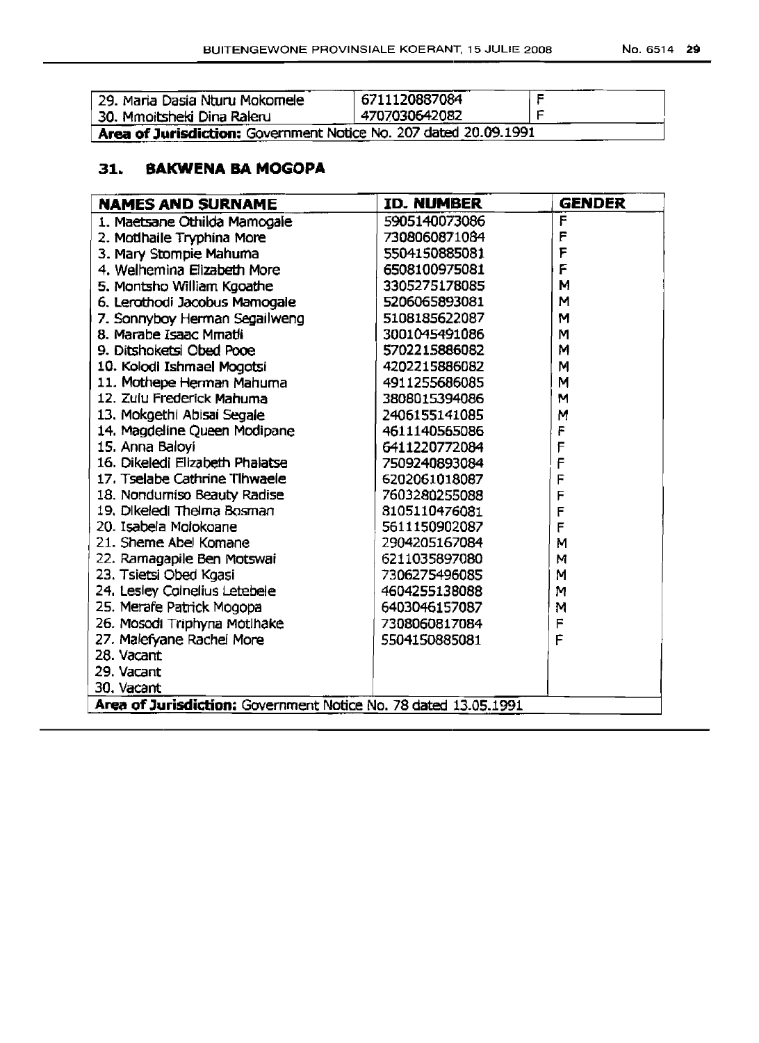| | | |
|---|---|---|
| 29. Maria Dasia Nturu Mokomele | 6711120887084 | F |
| 30. Mmoitsheki Dina Raleru | 4707030642082 | F |
| **Area of Jurisdiction:** Government Notice No. 207 dated 20.09.1991 | | |

### 31. BAKWENA BA MOGOPA

| NAMES AND SURNAME | ID. NUMBER | GENDER |
|---|---|---|
| 1. Maetsane Othilda Mamogale | 5905140073086 | F |
| 2. Motlhaile Tryphina More | 7308060871084 | F |
| 3. Mary Stompie Mahuma | 5504150885081 | F |
| 4. Welhemina Elizabeth More | 6508100975081 | F |
| 5. Montsho William Kgoathe | 3305275178085 | M |
| 6. Lerothodi Jacobus Mamogale | 5206065893081 | M |
| 7. Sonnyboy Herman Segailweng | 5108185622087 | M |
| 8. Marabe Isaac Mmatli | 3001045491086 | M |
| 9. Ditshoketsi Obed Pooe | 5702215886082 | M |
| 10. Kolodi Ishmael Mogotsi | 4202215886082 | M |
| 11. Mothepe Herman Mahuma | 4911255686085 | M |
| 12. Zulu Frederick Mahuma | 3808015394086 | M |
| 13. Mokgethi Abisai Segale | 2406155141085 | M |
| 14. Magdeline Queen Modipane | 4611140565086 | F |
| 15. Anna Baloyi | 6411220772084 | F |
| 16. Dikeledi Elizabeth Phalatse | 7509240893084 | F |
| 17. Tselabe Cathrine Tlhwaele | 6202061018087 | F |
| 18. Nondumiso Beauty Radise | 7603280255088 | F |
| 19. Dikeledi Thelma Bosman | 8105110476081 | F |
| 20. Isabela Molokoane | 5611150902087 | F |
| 21. Sheme Abel Komane | 2904205167084 | M |
| 22. Ramagapile Ben Motswai | 6211035897080 | M |
| 23. Tsietsi Obed Kgasi | 7306275496085 | M |
| 24. Lesley Colnelius Letebele | 4604255138088 | M |
| 25. Merafe Patrick Mogopa | 6403046157087 | M |
| 26. Mosodi Triphyna Motlhake | 7308060817084 | F |
| 27. Malefyane Rachel More | 5504150885081 | F |
| 28. Vacant | | |
| 29. Vacant | | |
| 30. Vacant | | |
| **Area of Jurisdiction:** Government Notice No. 78 dated 13.05.1991 | | |